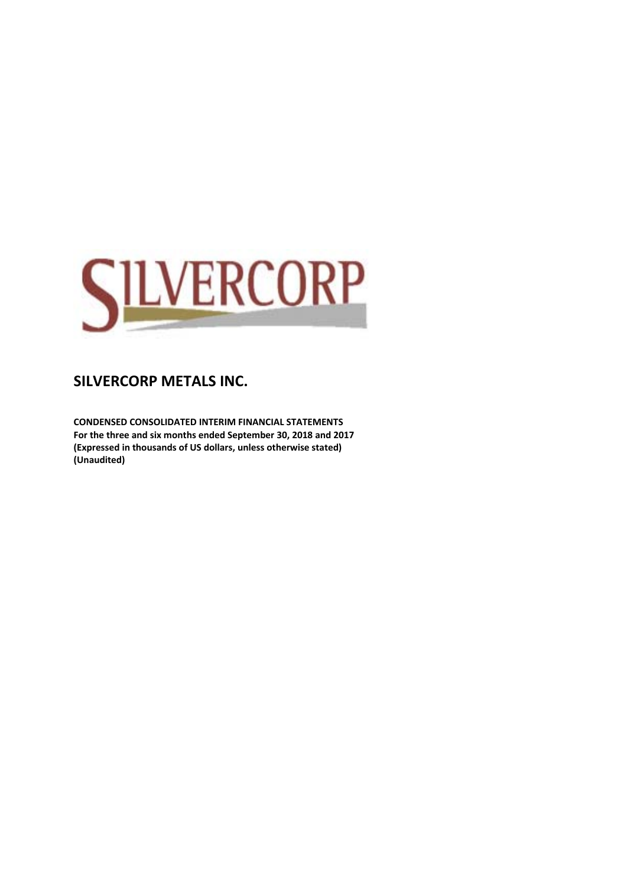SILVERCORP

# SILVERCORP METALS INC.

**CONDENSED CONSOLIDATED INTERIM FINANCIAL STATEMENTS**
**For the three and six months ended September 30, 2018 and 2017**
**(Expressed in thousands of US dollars, unless otherwise stated)**
**(Unaudited)**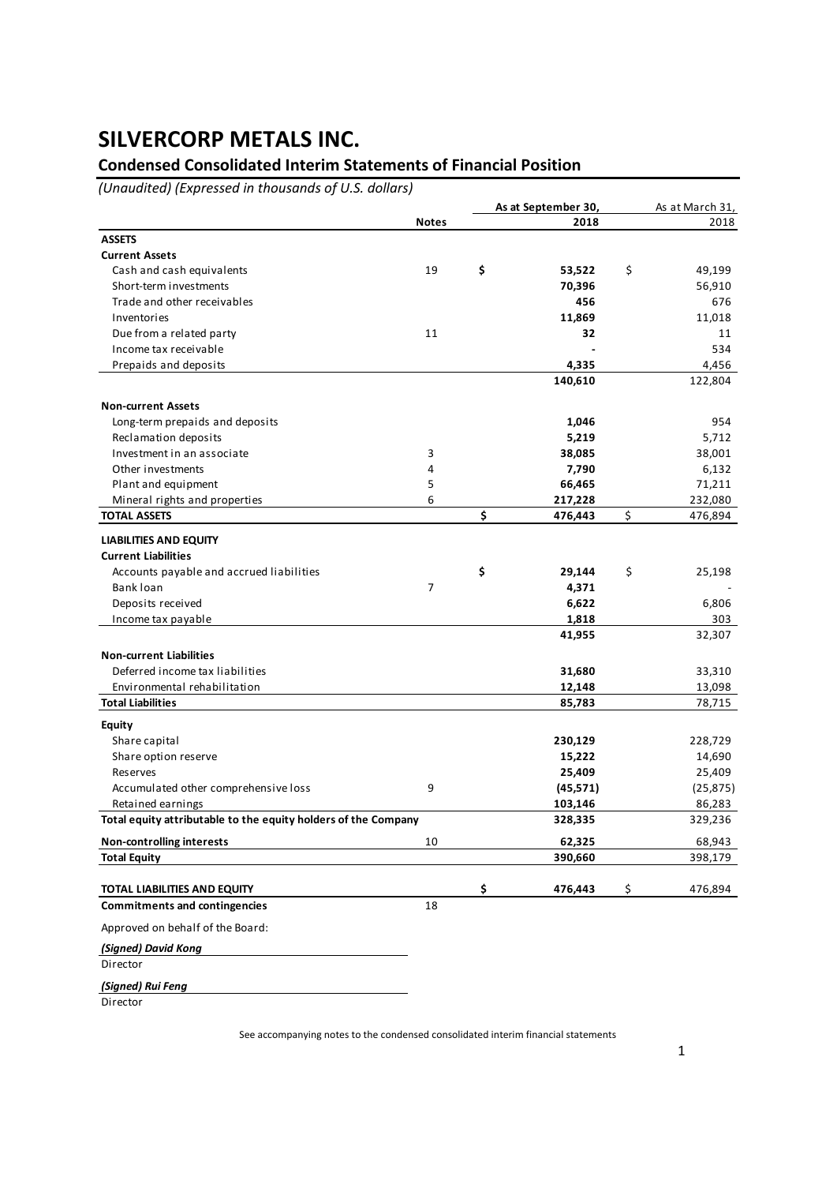# SILVERCORP METALS INC.

## Condensed Consolidated Interim Statements of Financial Position

*(Unaudited) (Expressed in thousands of U.S. dollars)*

| | Notes | As at September 30, 2018 | As at March 31, 2018 |
|---|---|---|---|
| **ASSETS** | | | |
| **Current Assets** | | | |
| Cash and cash equivalents | 19 | **$ 53,522** | $ 49,199 |
| Short-term investments | | **70,396** | 56,910 |
| Trade and other receivables | | **456** | 676 |
| Inventories | | **11,869** | 11,018 |
| Due from a related party | 11 | **32** | 11 |
| Income tax receivable | | **-** | 534 |
| Prepaids and deposits | | **4,335** | 4,456 |
| | | **140,610** | 122,804 |
| **Non-current Assets** | | | |
| Long-term prepaids and deposits | | **1,046** | 954 |
| Reclamation deposits | | **5,219** | 5,712 |
| Investment in an associate | 3 | **38,085** | 38,001 |
| Other investments | 4 | **7,790** | 6,132 |
| Plant and equipment | 5 | **66,465** | 71,211 |
| Mineral rights and properties | 6 | **217,228** | 232,080 |
| **TOTAL ASSETS** | | **$ 476,443** | $ 476,894 |
| **LIABILITIES AND EQUITY** | | | |
| **Current Liabilities** | | | |
| Accounts payable and accrued liabilities | | **$ 29,144** | $ 25,198 |
| Bank loan | 7 | **4,371** | - |
| Deposits received | | **6,622** | 6,806 |
| Income tax payable | | **1,818** | 303 |
| | | **41,955** | 32,307 |
| **Non-current Liabilities** | | | |
| Deferred income tax liabilities | | **31,680** | 33,310 |
| Environmental rehabilitation | | **12,148** | 13,098 |
| **Total Liabilities** | | **85,783** | 78,715 |
| **Equity** | | | |
| Share capital | | **230,129** | 228,729 |
| Share option reserve | | **15,222** | 14,690 |
| Reserves | | **25,409** | 25,409 |
| Accumulated other comprehensive loss | 9 | **(45,571)** | (25,875) |
| Retained earnings | | **103,146** | 86,283 |
| **Total equity attributable to the equity holders of the Company** | | **328,335** | 329,236 |
| **Non-controlling interests** | 10 | **62,325** | 68,943 |
| **Total Equity** | | **390,660** | 398,179 |
| **TOTAL LIABILITIES AND EQUITY** | | **$ 476,443** | $ 476,894 |
| **Commitments and contingencies** | 18 | | |

Approved on behalf of the Board:

***(Signed) David Kong***

Director

***(Signed) Rui Feng***

Director

See accompanying notes to the condensed consolidated interim financial statements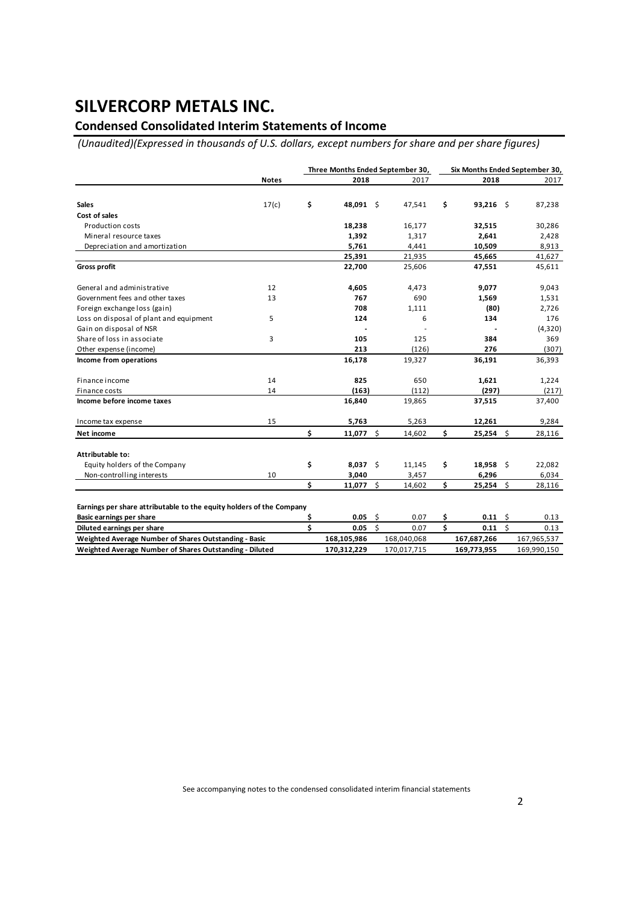# SILVERCORP METALS INC.

## Condensed Consolidated Interim Statements of Income

*(Unaudited)(Expressed in thousands of U.S. dollars, except numbers for share and per share figures)*

| | Notes | Three Months Ended September 30, | | Six Months Ended September 30, | |
|---|---|---|---|---|---|
| | | **2018** | 2017 | **2018** | 2017 |
| **Sales** | 17(c) | **$ 48,091** | $ 47,541 | **$ 93,216** | $ 87,238 |
| **Cost of sales** | | | | | |
| Production costs | | **18,238** | 16,177 | **32,515** | 30,286 |
| Mineral resource taxes | | **1,392** | 1,317 | **2,641** | 2,428 |
| Depreciation and amortization | | **5,761** | 4,441 | **10,509** | 8,913 |
| | | **25,391** | 21,935 | **45,665** | 41,627 |
| **Gross profit** | | **22,700** | 25,606 | **47,551** | 45,611 |
| General and administrative | 12 | **4,605** | 4,473 | **9,077** | 9,043 |
| Government fees and other taxes | 13 | **767** | 690 | **1,569** | 1,531 |
| Foreign exchange loss (gain) | | **708** | 1,111 | **(80)** | 2,726 |
| Loss on disposal of plant and equipment | 5 | **124** | 6 | **134** | 176 |
| Gain on disposal of NSR | | **-** | - | **-** | (4,320) |
| Share of loss in associate | 3 | **105** | 125 | **384** | 369 |
| Other expense (income) | | **213** | (126) | **276** | (307) |
| **Income from operations** | | **16,178** | 19,327 | **36,191** | 36,393 |
| Finance income | 14 | **825** | 650 | **1,621** | 1,224 |
| Finance costs | 14 | **(163)** | (112) | **(297)** | (217) |
| **Income before income taxes** | | **16,840** | 19,865 | **37,515** | 37,400 |
| Income tax expense | 15 | **5,763** | 5,263 | **12,261** | 9,284 |
| **Net income** | | **$ 11,077** | $ 14,602 | **$ 25,254** | $ 28,116 |
| **Attributable to:** | | | | | |
| Equity holders of the Company | | **$ 8,037** | $ 11,145 | **$ 18,958** | $ 22,082 |
| Non-controlling interests | 10 | **3,040** | 3,457 | **6,296** | 6,034 |
| | | **$ 11,077** | $ 14,602 | **$ 25,254** | $ 28,116 |
| **Earnings per share attributable to the equity holders of the Company** | | | | | |
| **Basic earnings per share** | | **$ 0.05** | $ 0.07 | **$ 0.11** | $ 0.13 |
| **Diluted earnings per share** | | **$ 0.05** | $ 0.07 | **$ 0.11** | $ 0.13 |
| **Weighted Average Number of Shares Outstanding - Basic** | | **168,105,986** | 168,040,068 | **167,687,266** | 167,965,537 |
| **Weighted Average Number of Shares Outstanding - Diluted** | | **170,312,229** | 170,017,715 | **169,773,955** | 169,990,150 |

See accompanying notes to the condensed consolidated interim financial statements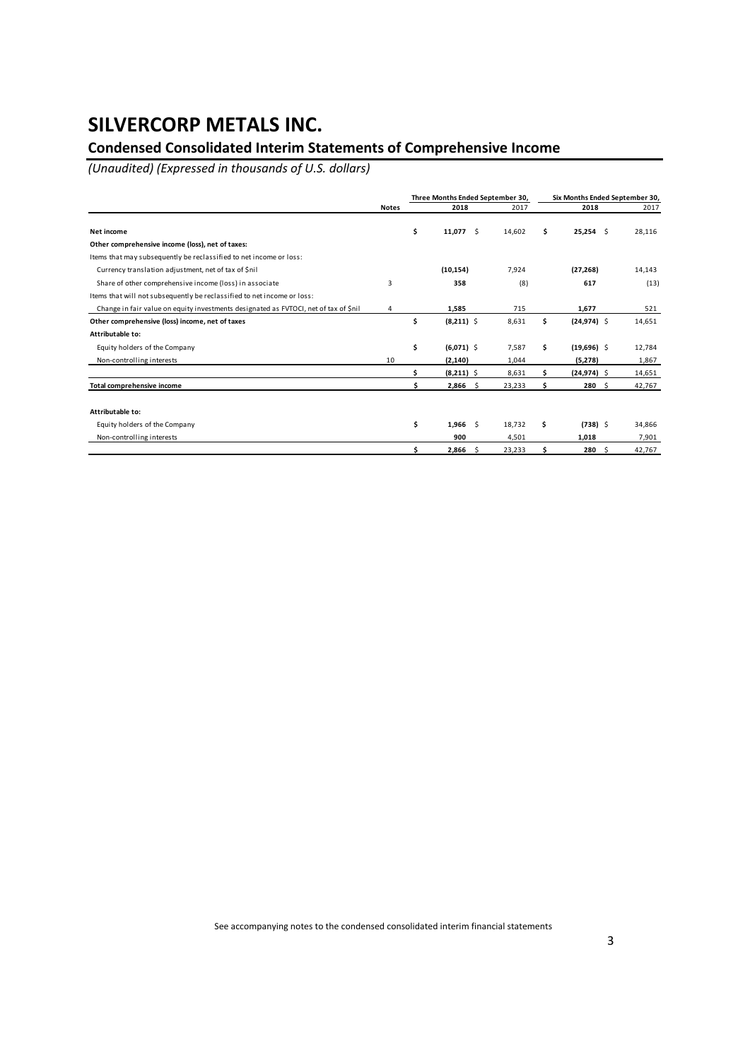# SILVERCORP METALS INC.

## Condensed Consolidated Interim Statements of Comprehensive Income

*(Unaudited) (Expressed in thousands of U.S. dollars)*

| | Notes | Three Months Ended September 30, 2018 | Three Months Ended September 30, 2017 | Six Months Ended September 30, 2018 | Six Months Ended September 30, 2017 |
|---|---|---|---|---|---|
| **Net income** | | **$ 11,077** | $ 14,602 | **$ 25,254** | $ 28,116 |
| **Other comprehensive income (loss), net of taxes:** | | | | | |
| Items that may subsequently be reclassified to net income or loss: | | | | | |
| Currency translation adjustment, net of tax of $nil | | **(10,154)** | 7,924 | **(27,268)** | 14,143 |
| Share of other comprehensive income (loss) in associate | 3 | **358** | (8) | **617** | (13) |
| Items that will not subsequently be reclassified to net income or loss: | | | | | |
| Change in fair value on equity investments designated as FVTOCI, net of tax of $nil | 4 | **1,585** | 715 | **1,677** | 521 |
| **Other comprehensive (loss) income, net of taxes** | | **$ (8,211)** | $ 8,631 | **$ (24,974)** | $ 14,651 |
| **Attributable to:** | | | | | |
| Equity holders of the Company | | **$ (6,071)** | $ 7,587 | **$ (19,696)** | $ 12,784 |
| Non-controlling interests | 10 | **(2,140)** | 1,044 | **(5,278)** | 1,867 |
| | | **$ (8,211)** | $ 8,631 | **$ (24,974)** | $ 14,651 |
| **Total comprehensive income** | | **$ 2,866** | $ 23,233 | **$ 280** | $ 42,767 |
| | | | | | |
| **Attributable to:** | | | | | |
| Equity holders of the Company | | **$ 1,966** | $ 18,732 | **$ (738)** | $ 34,866 |
| Non-controlling interests | | **900** | 4,501 | **1,018** | 7,901 |
| | | **$ 2,866** | $ 23,233 | **$ 280** | $ 42,767 |

See accompanying notes to the condensed consolidated interim financial statements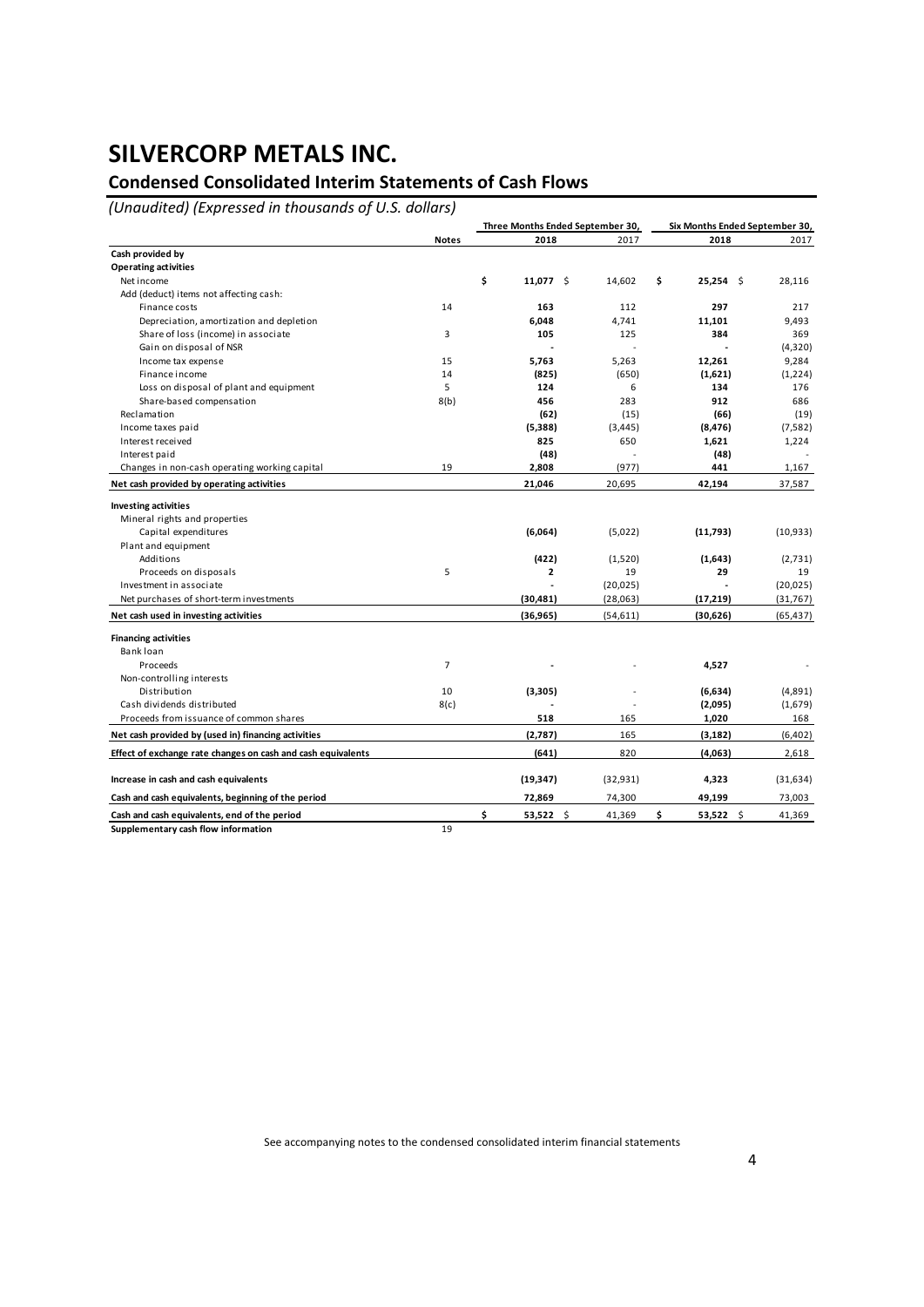# SILVERCORP METALS INC.

## Condensed Consolidated Interim Statements of Cash Flows

*(Unaudited) (Expressed in thousands of U.S. dollars)*

| | Notes | Three Months Ended September 30, 2018 | Three Months Ended September 30, 2017 | Six Months Ended September 30, 2018 | Six Months Ended September 30, 2017 |
|---|---|---|---|---|---|
| **Cash provided by** | | | | | |
| **Operating activities** | | | | | |
| Net income | | **$ 11,077** | $ 14,602 | **$ 25,254** | $ 28,116 |
| Add (deduct) items not affecting cash: | | | | | |
| Finance costs | 14 | **163** | 112 | **297** | 217 |
| Depreciation, amortization and depletion | | **6,048** | 4,741 | **11,101** | 9,493 |
| Share of loss (income) in associate | 3 | **105** | 125 | **384** | 369 |
| Gain on disposal of NSR | | **-** | - | **-** | (4,320) |
| Income tax expense | 15 | **5,763** | 5,263 | **12,261** | 9,284 |
| Finance income | 14 | **(825)** | (650) | **(1,621)** | (1,224) |
| Loss on disposal of plant and equipment | 5 | **124** | 6 | **134** | 176 |
| Share-based compensation | 8(b) | **456** | 283 | **912** | 686 |
| Reclamation | | **(62)** | (15) | **(66)** | (19) |
| Income taxes paid | | **(5,388)** | (3,445) | **(8,476)** | (7,582) |
| Interest received | | **825** | 650 | **1,621** | 1,224 |
| Interest paid | | **(48)** | - | **(48)** | - |
| Changes in non-cash operating working capital | 19 | **2,808** | (977) | **441** | 1,167 |
| **Net cash provided by operating activities** | | **21,046** | 20,695 | **42,194** | 37,587 |
| **Investing activities** | | | | | |
| Mineral rights and properties | | | | | |
| Capital expenditures | | **(6,064)** | (5,022) | **(11,793)** | (10,933) |
| Plant and equipment | | | | | |
| Additions | | **(422)** | (1,520) | **(1,643)** | (2,731) |
| Proceeds on disposals | 5 | **2** | 19 | **29** | 19 |
| Investment in associate | | **-** | (20,025) | **-** | (20,025) |
| Net purchases of short-term investments | | **(30,481)** | (28,063) | **(17,219)** | (31,767) |
| **Net cash used in investing activities** | | **(36,965)** | (54,611) | **(30,626)** | (65,437) |
| **Financing activities** | | | | | |
| Bank loan | | | | | |
| Proceeds | 7 | **-** | - | **4,527** | - |
| Non-controlling interests | | | | | |
| Distribution | 10 | **(3,305)** | - | **(6,634)** | (4,891) |
| Cash dividends distributed | 8(c) | **-** | - | **(2,095)** | (1,679) |
| Proceeds from issuance of common shares | | **518** | 165 | **1,020** | 168 |
| **Net cash provided by (used in) financing activities** | | **(2,787)** | 165 | **(3,182)** | (6,402) |
| **Effect of exchange rate changes on cash and cash equivalents** | | **(641)** | 820 | **(4,063)** | 2,618 |
| **Increase in cash and cash equivalents** | | **(19,347)** | (32,931) | **4,323** | (31,634) |
| **Cash and cash equivalents, beginning of the period** | | **72,869** | 74,300 | **49,199** | 73,003 |
| **Cash and cash equivalents, end of the period** | | **$ 53,522** | $ 41,369 | **$ 53,522** | $ 41,369 |
| **Supplementary cash flow information** | 19 | | | | |

See accompanying notes to the condensed consolidated interim financial statements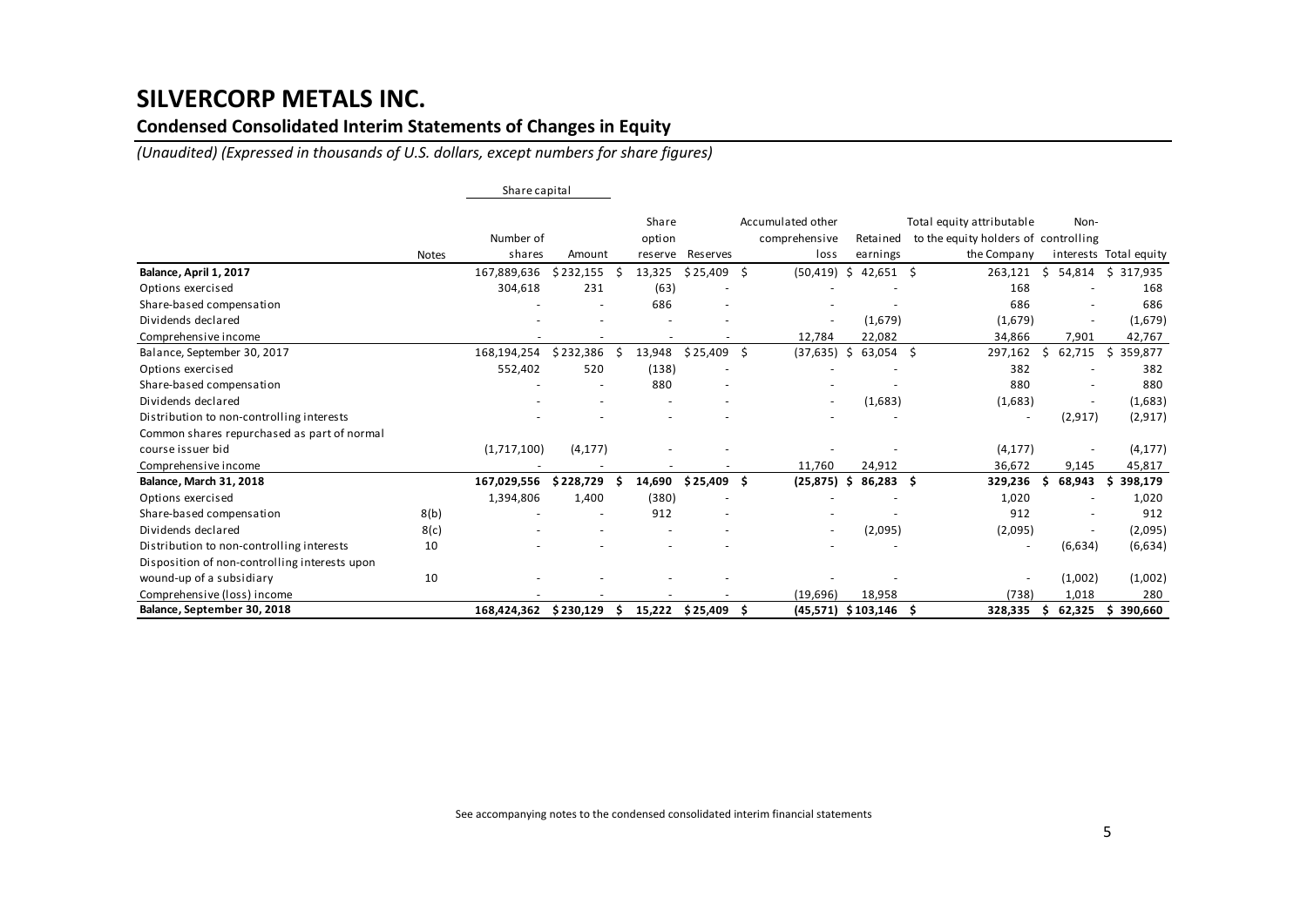# SILVERCORP METALS INC.

## Condensed Consolidated Interim Statements of Changes in Equity

*(Unaudited) (Expressed in thousands of U.S. dollars, except numbers for share figures)*

| | Notes | Share capital | | Share option reserve | Reserves | Accumulated other comprehensive loss | Retained earnings | Total equity attributable to the equity holders of the Company | Non-controlling interests | Total equity |
|---|---|---|---|---|---|---|---|---|---|---|
| | | Number of shares | Amount | | | | | | | |
| **Balance, April 1, 2017** | | 167,889,636 | $ 232,155 | $ 13,325 | $ 25,409 | $ (50,419) | $ 42,651 | $ 263,121 | $ 54,814 | $ 317,935 |
| Options exercised | | 304,618 | 231 | (63) | - | - | - | 168 | - | 168 |
| Share-based compensation | | - | - | 686 | - | - | - | 686 | - | 686 |
| Dividends declared | | - | - | - | - | - | (1,679) | (1,679) | - | (1,679) |
| Comprehensive income | | - | - | - | - | 12,784 | 22,082 | 34,866 | 7,901 | 42,767 |
| Balance, September 30, 2017 | | 168,194,254 | $ 232,386 | $ 13,948 | $ 25,409 | $ (37,635) | $ 63,054 | $ 297,162 | $ 62,715 | $ 359,877 |
| Options exercised | | 552,402 | 520 | (138) | - | - | - | 382 | - | 382 |
| Share-based compensation | | - | - | 880 | - | - | - | 880 | - | 880 |
| Dividends declared | | - | - | - | - | - | (1,683) | (1,683) | - | (1,683) |
| Distribution to non-controlling interests | | - | - | - | - | - | - | - | (2,917) | (2,917) |
| Common shares repurchased as part of normal course issuer bid | | (1,717,100) | (4,177) | - | - | - | - | (4,177) | - | (4,177) |
| Comprehensive income | | - | - | - | - | 11,760 | 24,912 | 36,672 | 9,145 | 45,817 |
| **Balance, March 31, 2018** | | **167,029,556** | **$ 228,729** | **$ 14,690** | **$ 25,409** | **$ (25,875)** | **$ 86,283** | **$ 329,236** | **$ 68,943** | **$ 398,179** |
| Options exercised | | 1,394,806 | 1,400 | (380) | - | - | - | 1,020 | - | 1,020 |
| Share-based compensation | 8(b) | - | - | 912 | - | - | - | 912 | - | 912 |
| Dividends declared | 8(c) | - | - | - | - | - | (2,095) | (2,095) | - | (2,095) |
| Distribution to non-controlling interests | 10 | - | - | - | - | - | - | - | (6,634) | (6,634) |
| Disposition of non-controlling interests upon wound-up of a subsidiary | 10 | - | - | - | - | - | - | - | (1,002) | (1,002) |
| Comprehensive (loss) income | | - | - | - | - | (19,696) | 18,958 | (738) | 1,018 | 280 |
| **Balance, September 30, 2018** | | **168,424,362** | **$ 230,129** | **$ 15,222** | **$ 25,409** | **$ (45,571)** | **$ 103,146** | **$ 328,335** | **$ 62,325** | **$ 390,660** |

See accompanying notes to the condensed consolidated interim financial statements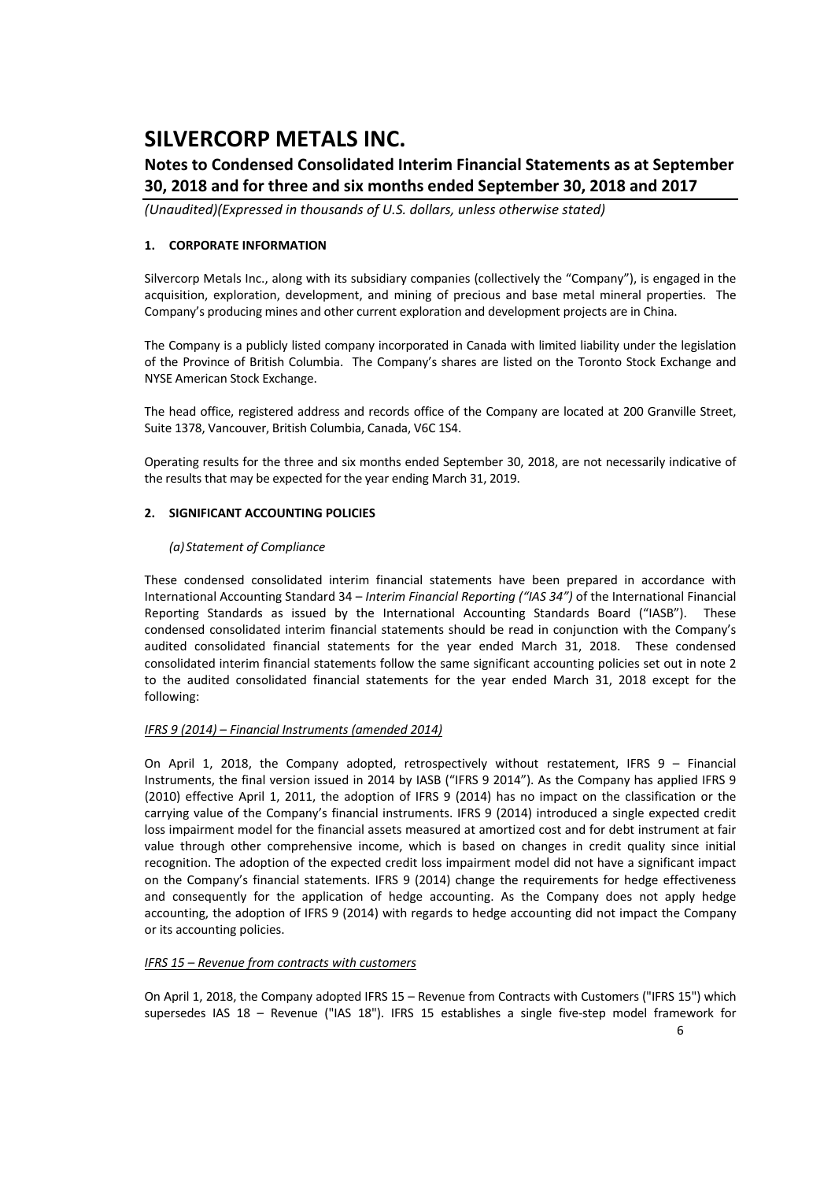# SILVERCORP METALS INC.

## Notes to Condensed Consolidated Interim Financial Statements as at September 30, 2018 and for three and six months ended September 30, 2018 and 2017

*(Unaudited)(Expressed in thousands of U.S. dollars, unless otherwise stated)*

### 1. CORPORATE INFORMATION

Silvercorp Metals Inc., along with its subsidiary companies (collectively the "Company"), is engaged in the acquisition, exploration, development, and mining of precious and base metal mineral properties. The Company's producing mines and other current exploration and development projects are in China.

The Company is a publicly listed company incorporated in Canada with limited liability under the legislation of the Province of British Columbia. The Company's shares are listed on the Toronto Stock Exchange and NYSE American Stock Exchange.

The head office, registered address and records office of the Company are located at 200 Granville Street, Suite 1378, Vancouver, British Columbia, Canada, V6C 1S4.

Operating results for the three and six months ended September 30, 2018, are not necessarily indicative of the results that may be expected for the year ending March 31, 2019.

### 2. SIGNIFICANT ACCOUNTING POLICIES

*(a) Statement of Compliance*

These condensed consolidated interim financial statements have been prepared in accordance with International Accounting Standard 34 – *Interim Financial Reporting ("IAS 34")* of the International Financial Reporting Standards as issued by the International Accounting Standards Board ("IASB"). These condensed consolidated interim financial statements should be read in conjunction with the Company's audited consolidated financial statements for the year ended March 31, 2018. These condensed consolidated interim financial statements follow the same significant accounting policies set out in note 2 to the audited consolidated financial statements for the year ended March 31, 2018 except for the following:

<u>*IFRS 9 (2014) – Financial Instruments (amended 2014)*</u>

On April 1, 2018, the Company adopted, retrospectively without restatement, IFRS 9 – Financial Instruments, the final version issued in 2014 by IASB ("IFRS 9 2014"). As the Company has applied IFRS 9 (2010) effective April 1, 2011, the adoption of IFRS 9 (2014) has no impact on the classification or the carrying value of the Company's financial instruments. IFRS 9 (2014) introduced a single expected credit loss impairment model for the financial assets measured at amortized cost and for debt instrument at fair value through other comprehensive income, which is based on changes in credit quality since initial recognition. The adoption of the expected credit loss impairment model did not have a significant impact on the Company's financial statements. IFRS 9 (2014) change the requirements for hedge effectiveness and consequently for the application of hedge accounting. As the Company does not apply hedge accounting, the adoption of IFRS 9 (2014) with regards to hedge accounting did not impact the Company or its accounting policies.

<u>*IFRS 15 – Revenue from contracts with customers*</u>

On April 1, 2018, the Company adopted IFRS 15 – Revenue from Contracts with Customers ("IFRS 15") which supersedes IAS 18 – Revenue ("IAS 18"). IFRS 15 establishes a single five-step model framework for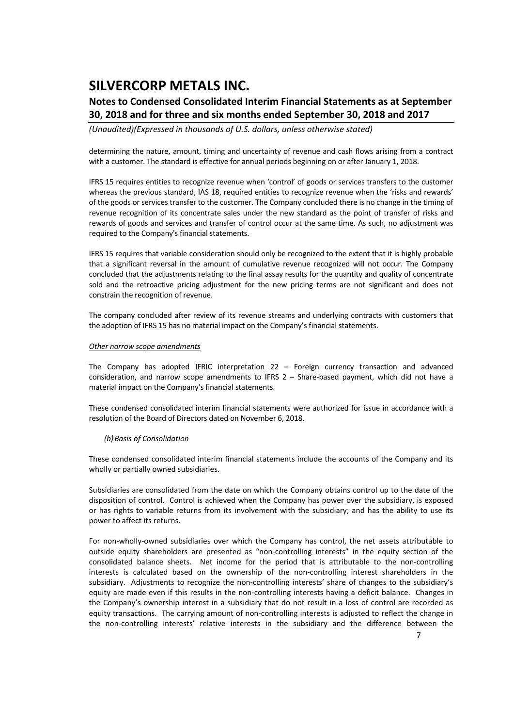determining the nature, amount, timing and uncertainty of revenue and cash flows arising from a contract with a customer. The standard is effective for annual periods beginning on or after January 1, 2018.

IFRS 15 requires entities to recognize revenue when 'control' of goods or services transfers to the customer whereas the previous standard, IAS 18, required entities to recognize revenue when the 'risks and rewards' of the goods or services transfer to the customer. The Company concluded there is no change in the timing of revenue recognition of its concentrate sales under the new standard as the point of transfer of risks and rewards of goods and services and transfer of control occur at the same time. As such, no adjustment was required to the Company's financial statements.

IFRS 15 requires that variable consideration should only be recognized to the extent that it is highly probable that a significant reversal in the amount of cumulative revenue recognized will not occur. The Company concluded that the adjustments relating to the final assay results for the quantity and quality of concentrate sold and the retroactive pricing adjustment for the new pricing terms are not significant and does not constrain the recognition of revenue.

The company concluded after review of its revenue streams and underlying contracts with customers that the adoption of IFRS 15 has no material impact on the Company's financial statements.

*Other narrow scope amendments*

The Company has adopted IFRIC interpretation 22 – Foreign currency transaction and advanced consideration, and narrow scope amendments to IFRS 2 – Share-based payment, which did not have a material impact on the Company's financial statements.

These condensed consolidated interim financial statements were authorized for issue in accordance with a resolution of the Board of Directors dated on November 6, 2018.

*(b) Basis of Consolidation*

These condensed consolidated interim financial statements include the accounts of the Company and its wholly or partially owned subsidiaries.

Subsidiaries are consolidated from the date on which the Company obtains control up to the date of the disposition of control. Control is achieved when the Company has power over the subsidiary, is exposed or has rights to variable returns from its involvement with the subsidiary; and has the ability to use its power to affect its returns.

For non-wholly-owned subsidiaries over which the Company has control, the net assets attributable to outside equity shareholders are presented as "non-controlling interests" in the equity section of the consolidated balance sheets. Net income for the period that is attributable to the non-controlling interests is calculated based on the ownership of the non-controlling interest shareholders in the subsidiary. Adjustments to recognize the non-controlling interests' share of changes to the subsidiary's equity are made even if this results in the non-controlling interests having a deficit balance. Changes in the Company's ownership interest in a subsidiary that do not result in a loss of control are recorded as equity transactions. The carrying amount of non-controlling interests is adjusted to reflect the change in the non-controlling interests' relative interests in the subsidiary and the difference between the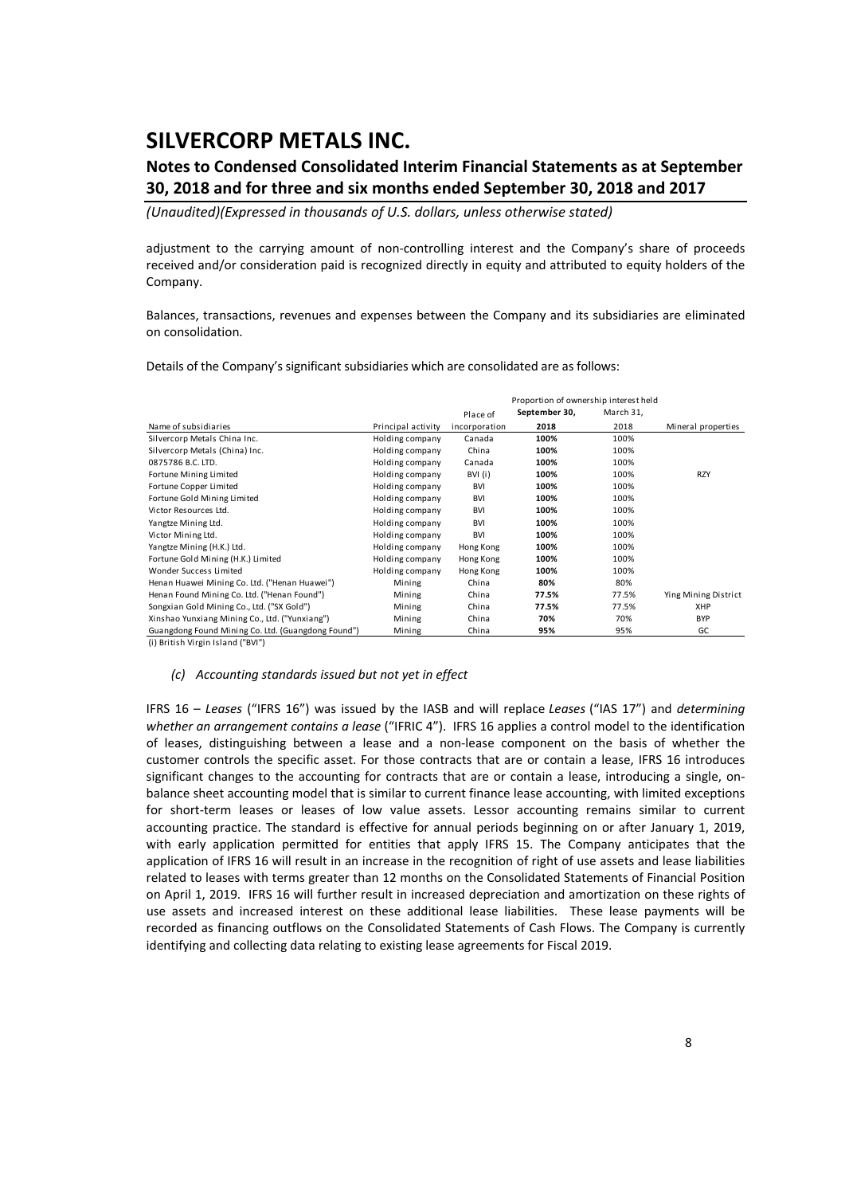adjustment to the carrying amount of non-controlling interest and the Company's share of proceeds received and/or consideration paid is recognized directly in equity and attributed to equity holders of the Company.

Balances, transactions, revenues and expenses between the Company and its subsidiaries are eliminated on consolidation.

Details of the Company's significant subsidiaries which are consolidated are as follows:

| | | | Proportion of ownership interest held | | |
|---|---|---|---|---|---|
| | | Place of | **September 30,** | March 31, | |
| Name of subsidiaries | Principal activity | incorporation | **2018** | 2018 | Mineral properties |
| Silvercorp Metals China Inc. | Holding company | Canada | **100%** | 100% | |
| Silvercorp Metals (China) Inc. | Holding company | China | **100%** | 100% | |
| 0875786 B.C. LTD. | Holding company | Canada | **100%** | 100% | |
| Fortune Mining Limited | Holding company | BVI (i) | **100%** | 100% | RZY |
| Fortune Copper Limited | Holding company | BVI | **100%** | 100% | |
| Fortune Gold Mining Limited | Holding company | BVI | **100%** | 100% | |
| Victor Resources Ltd. | Holding company | BVI | **100%** | 100% | |
| Yangtze Mining Ltd. | Holding company | BVI | **100%** | 100% | |
| Victor Mining Ltd. | Holding company | BVI | **100%** | 100% | |
| Yangtze Mining (H.K.) Ltd. | Holding company | Hong Kong | **100%** | 100% | |
| Fortune Gold Mining (H.K.) Limited | Holding company | Hong Kong | **100%** | 100% | |
| Wonder Success Limited | Holding company | Hong Kong | **100%** | 100% | |
| Henan Huawei Mining Co. Ltd. ("Henan Huawei") | Mining | China | **80%** | 80% | |
| Henan Found Mining Co. Ltd. ("Henan Found") | Mining | China | **77.5%** | 77.5% | Ying Mining District |
| Songxian Gold Mining Co., Ltd. ("SX Gold") | Mining | China | **77.5%** | 77.5% | XHP |
| Xinshao Yunxiang Mining Co., Ltd. ("Yunxiang") | Mining | China | **70%** | 70% | BYP |
| Guangdong Found Mining Co. Ltd. (Guangdong Found") | Mining | China | **95%** | 95% | GC |

(i) British Virgin Island ("BVI")

### *(c) Accounting standards issued but not yet in effect*

IFRS 16 – *Leases* ("IFRS 16") was issued by the IASB and will replace *Leases* ("IAS 17") and *determining whether an arrangement contains a lease* ("IFRIC 4"). IFRS 16 applies a control model to the identification of leases, distinguishing between a lease and a non-lease component on the basis of whether the customer controls the specific asset. For those contracts that are or contain a lease, IFRS 16 introduces significant changes to the accounting for contracts that are or contain a lease, introducing a single, on-balance sheet accounting model that is similar to current finance lease accounting, with limited exceptions for short-term leases or leases of low value assets. Lessor accounting remains similar to current accounting practice. The standard is effective for annual periods beginning on or after January 1, 2019, with early application permitted for entities that apply IFRS 15. The Company anticipates that the application of IFRS 16 will result in an increase in the recognition of right of use assets and lease liabilities related to leases with terms greater than 12 months on the Consolidated Statements of Financial Position on April 1, 2019. IFRS 16 will further result in increased depreciation and amortization on these rights of use assets and increased interest on these additional lease liabilities. These lease payments will be recorded as financing outflows on the Consolidated Statements of Cash Flows. The Company is currently identifying and collecting data relating to existing lease agreements for Fiscal 2019.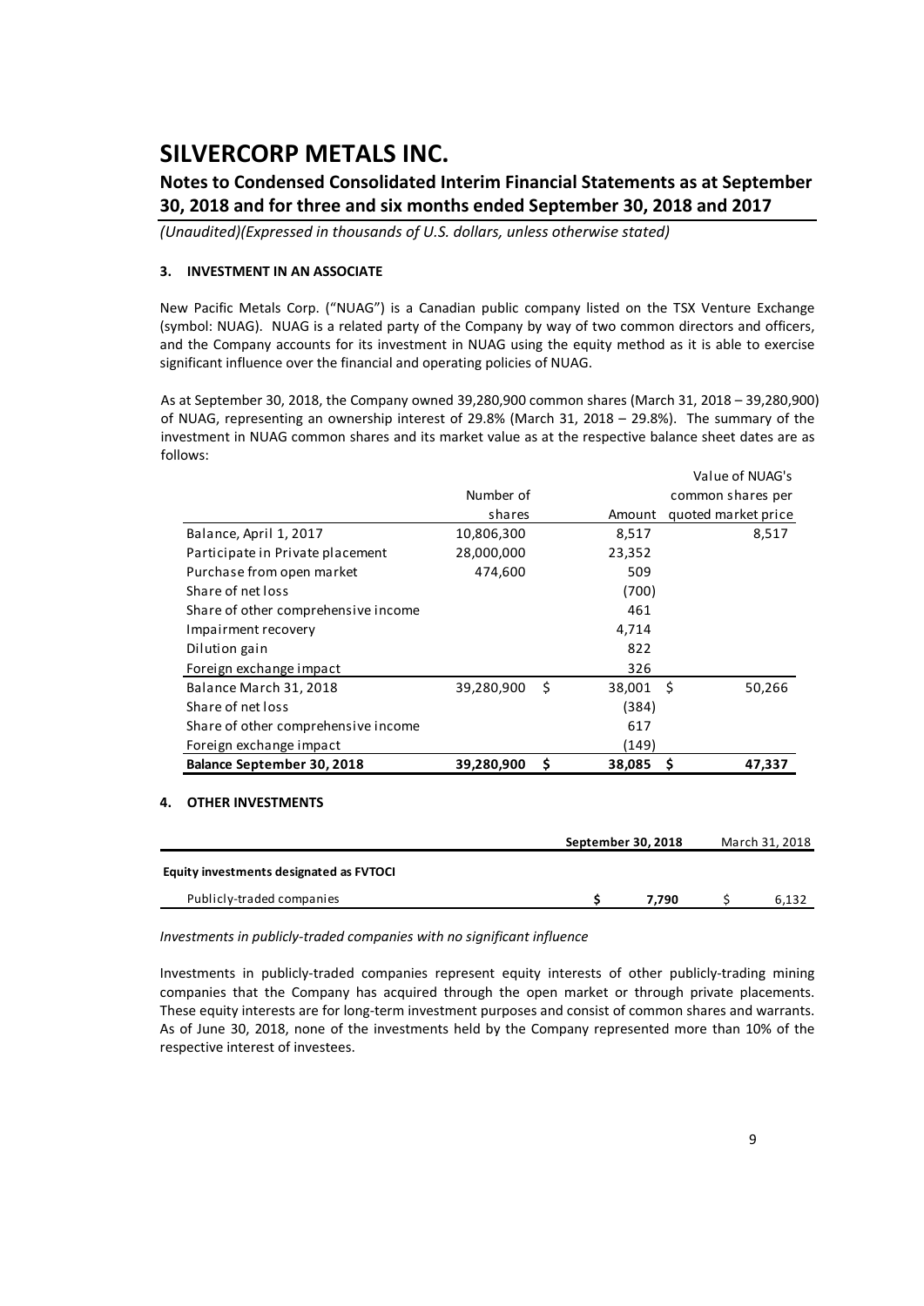# SILVERCORP METALS INC.

## Notes to Condensed Consolidated Interim Financial Statements as at September 30, 2018 and for three and six months ended September 30, 2018 and 2017

*(Unaudited)(Expressed in thousands of U.S. dollars, unless otherwise stated)*

### 3. INVESTMENT IN AN ASSOCIATE

New Pacific Metals Corp. ("NUAG") is a Canadian public company listed on the TSX Venture Exchange (symbol: NUAG). NUAG is a related party of the Company by way of two common directors and officers, and the Company accounts for its investment in NUAG using the equity method as it is able to exercise significant influence over the financial and operating policies of NUAG.

As at September 30, 2018, the Company owned 39,280,900 common shares (March 31, 2018 – 39,280,900) of NUAG, representing an ownership interest of 29.8% (March 31, 2018 – 29.8%). The summary of the investment in NUAG common shares and its market value as at the respective balance sheet dates are as follows:

| | Number of shares | Amount | Value of NUAG's common shares per quoted market price |
|---|---|---|---|
| Balance, April 1, 2017 | 10,806,300 | 8,517 | 8,517 |
| Participate in Private placement | 28,000,000 | 23,352 | |
| Purchase from open market | 474,600 | 509 | |
| Share of net loss | | (700) | |
| Share of other comprehensive income | | 461 | |
| Impairment recovery | | 4,714 | |
| Dilution gain | | 822 | |
| Foreign exchange impact | | 326 | |
| Balance March 31, 2018 | 39,280,900 | $ 38,001 | $ 50,266 |
| Share of net loss | | (384) | |
| Share of other comprehensive income | | 617 | |
| Foreign exchange impact | | (149) | |
| **Balance September 30, 2018** | **39,280,900** | **$ 38,085** | **$ 47,337** |

### 4. OTHER INVESTMENTS

| | September 30, 2018 | March 31, 2018 |
|---|---|---|
| **Equity investments designated as FVTOCI** | | |
| Publicly-traded companies | **$ 7,790** | $ 6,132 |

*Investments in publicly-traded companies with no significant influence*

Investments in publicly-traded companies represent equity interests of other publicly-trading mining companies that the Company has acquired through the open market or through private placements. These equity interests are for long-term investment purposes and consist of common shares and warrants. As of June 30, 2018, none of the investments held by the Company represented more than 10% of the respective interest of investees.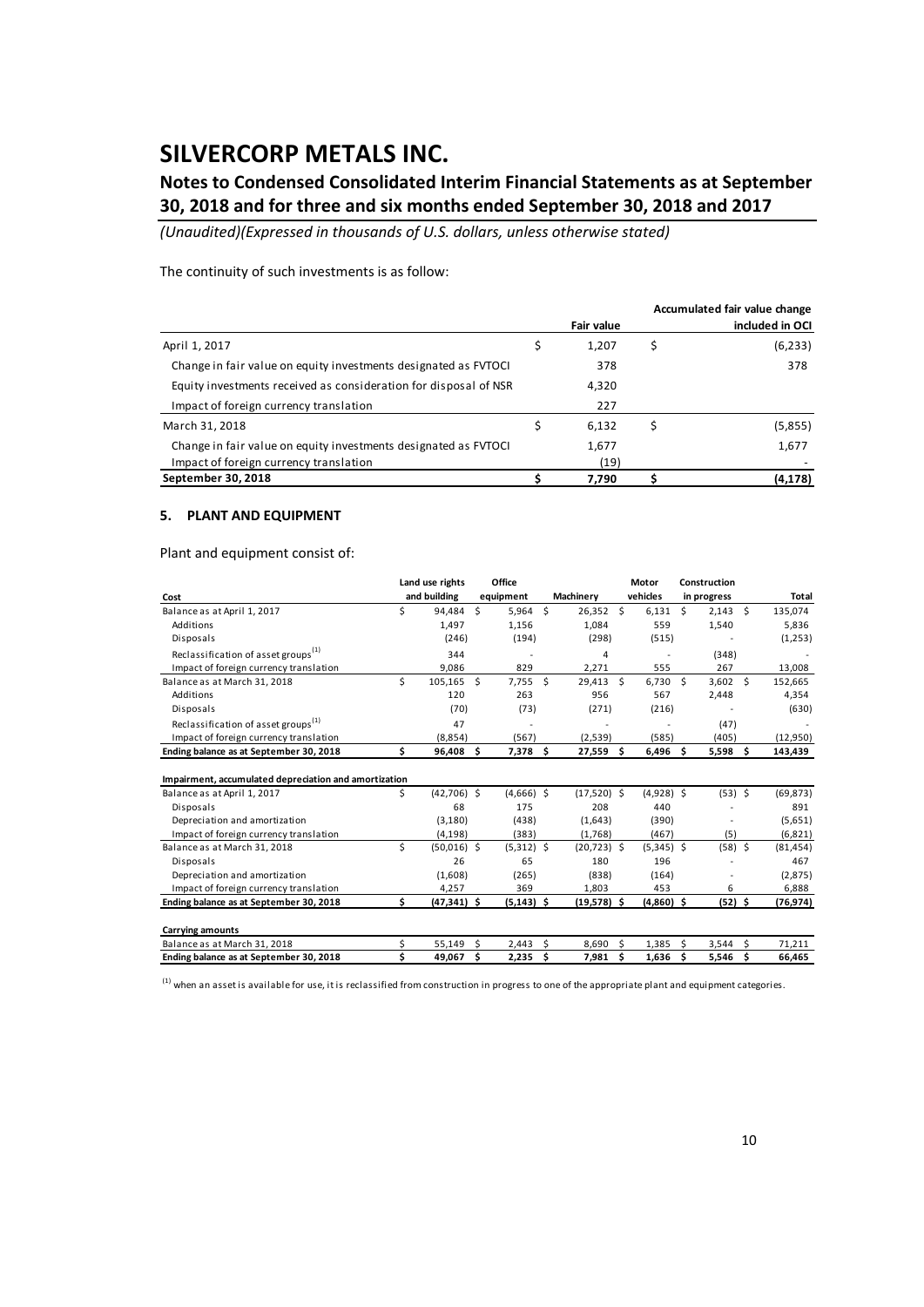# SILVERCORP METALS INC.

## Notes to Condensed Consolidated Interim Financial Statements as at September 30, 2018 and for three and six months ended September 30, 2018 and 2017

*(Unaudited)(Expressed in thousands of U.S. dollars, unless otherwise stated)*

The continuity of such investments is as follow:

| | Fair value | Accumulated fair value change included in OCI |
|---|---|---|
| April 1, 2017 | $ 1,207 | $ (6,233) |
| Change in fair value on equity investments designated as FVTOCI | 378 | 378 |
| Equity investments received as consideration for disposal of NSR | 4,320 | |
| Impact of foreign currency translation | 227 | |
| March 31, 2018 | $ 6,132 | $ (5,855) |
| Change in fair value on equity investments designated as FVTOCI | 1,677 | 1,677 |
| Impact of foreign currency translation | (19) | - |
| **September 30, 2018** | **$ 7,790** | **$ (4,178)** |

### 5. PLANT AND EQUIPMENT

Plant and equipment consist of:

| Cost | Land use rights and building | Office equipment | Machinery | Motor vehicles | Construction in progress | Total |
|---|---|---|---|---|---|---|
| Balance as at April 1, 2017 | $ 94,484 | $ 5,964 | $ 26,352 | $ 6,131 | $ 2,143 | $ 135,074 |
| Additions | 1,497 | 1,156 | 1,084 | 559 | 1,540 | 5,836 |
| Disposals | (246) | (194) | (298) | (515) | - | (1,253) |
| Reclassification of asset groups[1] | 344 | - | 4 | - | (348) | - |
| Impact of foreign currency translation | 9,086 | 829 | 2,271 | 555 | 267 | 13,008 |
| Balance as at March 31, 2018 | $ 105,165 | $ 7,755 | $ 29,413 | $ 6,730 | $ 3,602 | $ 152,665 |
| Additions | 120 | 263 | 956 | 567 | 2,448 | 4,354 |
| Disposals | (70) | (73) | (271) | (216) | - | (630) |
| Reclassification of asset groups[1] | 47 | - | - | - | (47) | - |
| Impact of foreign currency translation | (8,854) | (567) | (2,539) | (585) | (405) | (12,950) |
| **Ending balance as at September 30, 2018** | **$ 96,408** | **$ 7,378** | **$ 27,559** | **$ 6,496** | **$ 5,598** | **$ 143,439** |
| | | | | | | |
| **Impairment, accumulated depreciation and amortization** | | | | | | |
| Balance as at April 1, 2017 | $ (42,706) | $ (4,666) | $ (17,520) | $ (4,928) | $ (53) | $ (69,873) |
| Disposals | 68 | 175 | 208 | 440 | - | 891 |
| Depreciation and amortization | (3,180) | (438) | (1,643) | (390) | - | (5,651) |
| Impact of foreign currency translation | (4,198) | (383) | (1,768) | (467) | (5) | (6,821) |
| Balance as at March 31, 2018 | $ (50,016) | $ (5,312) | $ (20,723) | $ (5,345) | $ (58) | $ (81,454) |
| Disposals | 26 | 65 | 180 | 196 | - | 467 |
| Depreciation and amortization | (1,608) | (265) | (838) | (164) | - | (2,875) |
| Impact of foreign currency translation | 4,257 | 369 | 1,803 | 453 | 6 | 6,888 |
| **Ending balance as at September 30, 2018** | **$ (47,341)** | **$ (5,143)** | **$ (19,578)** | **$ (4,860)** | **$ (52)** | **$ (76,974)** |
| | | | | | | |
| **Carrying amounts** | | | | | | |
| Balance as at March 31, 2018 | $ 55,149 | $ 2,443 | $ 8,690 | $ 1,385 | $ 3,544 | $ 71,211 |
| **Ending balance as at September 30, 2018** | **$ 49,067** | **$ 2,235** | **$ 7,981** | **$ 1,636** | **$ 5,546** | **$ 66,465** |

[1] when an asset is available for use, it is reclassified from construction in progress to one of the appropriate plant and equipment categories.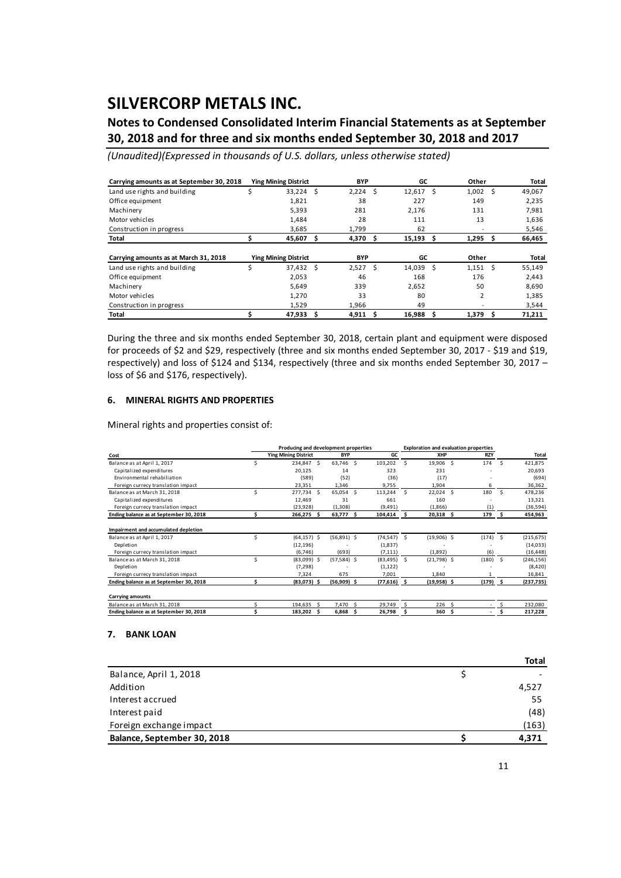| Carrying amounts as at September 30, 2018 | Ying Mining District | BYP | GC | Other | Total |
|---|---|---|---|---|---|
| Land use rights and building | $ 33,224 | $ 2,224 | $ 12,617 | $ 1,002 | $ 49,067 |
| Office equipment | 1,821 | 38 | 227 | 149 | 2,235 |
| Machinery | 5,393 | 281 | 2,176 | 131 | 7,981 |
| Motor vehicles | 1,484 | 28 | 111 | 13 | 1,636 |
| Construction in progress | 3,685 | 1,799 | 62 | - | 5,546 |
| **Total** | **$ 45,607** | **$ 4,370** | **$ 15,193** | **$ 1,295** | **$ 66,465** |

| Carrying amounts as at March 31, 2018 | Ying Mining District | BYP | GC | Other | Total |
|---|---|---|---|---|---|
| Land use rights and building | $ 37,432 | $ 2,527 | $ 14,039 | $ 1,151 | $ 55,149 |
| Office equipment | 2,053 | 46 | 168 | 176 | 2,443 |
| Machinery | 5,649 | 339 | 2,652 | 50 | 8,690 |
| Motor vehicles | 1,270 | 33 | 80 | 2 | 1,385 |
| Construction in progress | 1,529 | 1,966 | 49 | - | 3,544 |
| **Total** | **$ 47,933** | **$ 4,911** | **$ 16,988** | **$ 1,379** | **$ 71,211** |

During the three and six months ended September 30, 2018, certain plant and equipment were disposed for proceeds of $2 and $29, respectively (three and six months ended September 30, 2017 - $19 and $19, respectively) and loss of $124 and $134, respectively (three and six months ended September 30, 2017 – loss of $6 and $176, respectively).

## 6. MINERAL RIGHTS AND PROPERTIES

Mineral rights and properties consist of:

| | Producing and development properties | | | Exploration and evaluation properties | | |
|---|---|---|---|---|---|---|
| **Cost** | **Ying Mining District** | **BYP** | **GC** | **XHP** | **RZY** | **Total** |
| Balance as at April 1, 2017 | $ 234,847 | $ 63,746 | $ 103,202 | $ 19,906 | $ 174 | $ 421,875 |
| Capitalized expenditures | 20,125 | 14 | 323 | 231 | - | 20,693 |
| Environmental rehabiliation | (589) | (52) | (36) | (17) | - | (694) |
| Foreign currecy translation impact | 23,351 | 1,346 | 9,755 | 1,904 | 6 | 36,362 |
| Balance as at March 31, 2018 | $ 277,734 | $ 65,054 | $ 113,244 | $ 22,024 | $ 180 | $ 478,236 |
| Capitalized expenditures | 12,469 | 31 | 661 | 160 | - | 13,321 |
| Foreign currecy translation impact | (23,928) | (1,308) | (9,491) | (1,866) | (1) | (36,594) |
| **Ending balance as at September 30, 2018** | **$ 266,275** | **$ 63,777** | **$ 104,414** | **$ 20,318** | **$ 179** | **$ 454,963** |
| **Impairment and accumulated depletion** | | | | | | |
| Balance as at April 1, 2017 | $ (64,157) | $ (56,891) | $ (74,547) | $ (19,906) | $ (174) | $ (215,675) |
| Depletion | (12,196) | - | (1,837) | - | - | (14,033) |
| Foreign currecy translation impact | (6,746) | (693) | (7,111) | (1,892) | (6) | (16,448) |
| Balance as at March 31, 2018 | $ (83,099) | $ (57,584) | $ (83,495) | $ (21,798) | $ (180) | $ (246,156) |
| Depletion | (7,298) | - | (1,122) | - | - | (8,420) |
| Foreign currecy translation impact | 7,324 | 675 | 7,001 | 1,840 | 1 | 16,841 |
| **Ending balance as at September 30, 2018** | **$ (83,073)** | **$ (56,909)** | **$ (77,616)** | **$ (19,958)** | **$ (179)** | **$ (237,735)** |
| **Carrying amounts** | | | | | | |
| Balance as at March 31, 2018 | $ 194,635 | $ 7,470 | $ 29,749 | $ 226 | $ - | $ 232,080 |
| **Ending balance as at September 30, 2018** | **$ 183,202** | **$ 6,868** | **$ 26,798** | **$ 360** | **$ -** | **$ 217,228** |

## 7. BANK LOAN

| | **Total** |
|---|---|
| Balance, April 1, 2018 | $ - |
| Addition | 4,527 |
| Interest accrued | 55 |
| Interest paid | (48) |
| Foreign exchange impact | (163) |
| **Balance, September 30, 2018** | **$ 4,371** |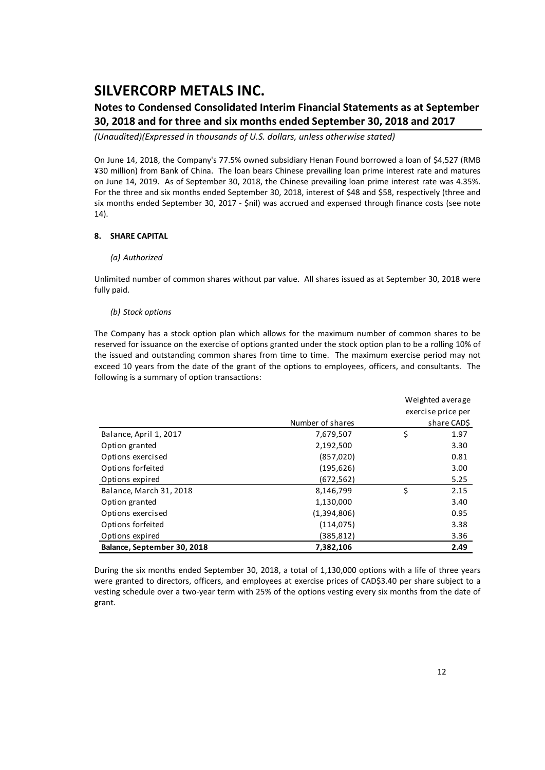On June 14, 2018, the Company's 77.5% owned subsidiary Henan Found borrowed a loan of $4,527 (RMB ¥30 million) from Bank of China. The loan bears Chinese prevailing loan prime interest rate and matures on June 14, 2019. As of September 30, 2018, the Chinese prevailing loan prime interest rate was 4.35%. For the three and six months ended September 30, 2018, interest of $48 and $58, respectively (three and six months ended September 30, 2017 - $nil) was accrued and expensed through finance costs (see note 14).

## 8. SHARE CAPITAL

### *(a) Authorized*

Unlimited number of common shares without par value. All shares issued as at September 30, 2018 were fully paid.

### *(b) Stock options*

The Company has a stock option plan which allows for the maximum number of common shares to be reserved for issuance on the exercise of options granted under the stock option plan to be a rolling 10% of the issued and outstanding common shares from time to time. The maximum exercise period may not exceed 10 years from the date of the grant of the options to employees, officers, and consultants. The following is a summary of option transactions:

| | Number of shares | Weighted average exercise price per share CAD$ |
|---|---|---|
| Balance, April 1, 2017 | 7,679,507 | $ 1.97 |
| Option granted | 2,192,500 | 3.30 |
| Options exercised | (857,020) | 0.81 |
| Options forfeited | (195,626) | 3.00 |
| Options expired | (672,562) | 5.25 |
| Balance, March 31, 2018 | 8,146,799 | $ 2.15 |
| Option granted | 1,130,000 | 3.40 |
| Options exercised | (1,394,806) | 0.95 |
| Options forfeited | (114,075) | 3.38 |
| Options expired | (385,812) | 3.36 |
| **Balance, September 30, 2018** | **7,382,106** | **2.49** |

During the six months ended September 30, 2018, a total of 1,130,000 options with a life of three years were granted to directors, officers, and employees at exercise prices of CAD$3.40 per share subject to a vesting schedule over a two-year term with 25% of the options vesting every six months from the date of grant.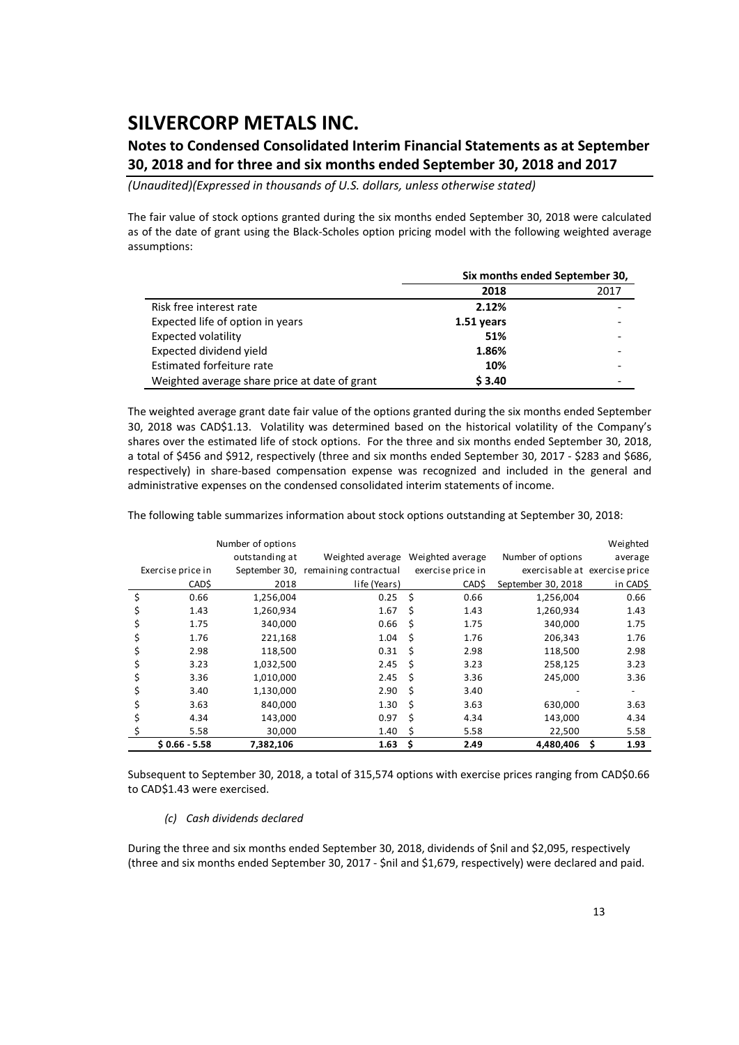The fair value of stock options granted during the six months ended September 30, 2018 were calculated as of the date of grant using the Black-Scholes option pricing model with the following weighted average assumptions:

| | Six months ended September 30, | |
|---|---|---|
| | **2018** | 2017 |
| Risk free interest rate | **2.12%** | - |
| Expected life of option in years | **1.51 years** | - |
| Expected volatility | **51%** | - |
| Expected dividend yield | **1.86%** | - |
| Estimated forfeiture rate | **10%** | - |
| Weighted average share price at date of grant | **$ 3.40** | - |

The weighted average grant date fair value of the options granted during the six months ended September 30, 2018 was CAD$1.13. Volatility was determined based on the historical volatility of the Company's shares over the estimated life of stock options. For the three and six months ended September 30, 2018, a total of $456 and $912, respectively (three and six months ended September 30, 2017 - $283 and $686, respectively) in share-based compensation expense was recognized and included in the general and administrative expenses on the condensed consolidated interim statements of income.

The following table summarizes information about stock options outstanding at September 30, 2018:

| Exercise price in CAD$ | Number of options outstanding at September 30, 2018 | Weighted average remaining contractual life (Years) | Weighted average exercise price in CAD$ | Number of options exercisable at September 30, 2018 | Weighted average exercise price in CAD$ |
|---|---|---|---|---|---|
| $ 0.66 | 1,256,004 | 0.25 | $ 0.66 | 1,256,004 | 0.66 |
| $ 1.43 | 1,260,934 | 1.67 | $ 1.43 | 1,260,934 | 1.43 |
| $ 1.75 | 340,000 | 0.66 | $ 1.75 | 340,000 | 1.75 |
| $ 1.76 | 221,168 | 1.04 | $ 1.76 | 206,343 | 1.76 |
| $ 2.98 | 118,500 | 0.31 | $ 2.98 | 118,500 | 2.98 |
| $ 3.23 | 1,032,500 | 2.45 | $ 3.23 | 258,125 | 3.23 |
| $ 3.36 | 1,010,000 | 2.45 | $ 3.36 | 245,000 | 3.36 |
| $ 3.40 | 1,130,000 | 2.90 | $ 3.40 | - | - |
| $ 3.63 | 840,000 | 1.30 | $ 3.63 | 630,000 | 3.63 |
| $ 4.34 | 143,000 | 0.97 | $ 4.34 | 143,000 | 4.34 |
| $ 5.58 | 30,000 | 1.40 | $ 5.58 | 22,500 | 5.58 |
| $ 0.66 - 5.58 | 7,382,106 | 1.63 | $ 2.49 | 4,480,406 | $ 1.93 |

Subsequent to September 30, 2018, a total of 315,574 options with exercise prices ranging from CAD$0.66 to CAD$1.43 were exercised.

*(c) Cash dividends declared*

During the three and six months ended September 30, 2018, dividends of $nil and $2,095, respectively (three and six months ended September 30, 2017 - $nil and $1,679, respectively) were declared and paid.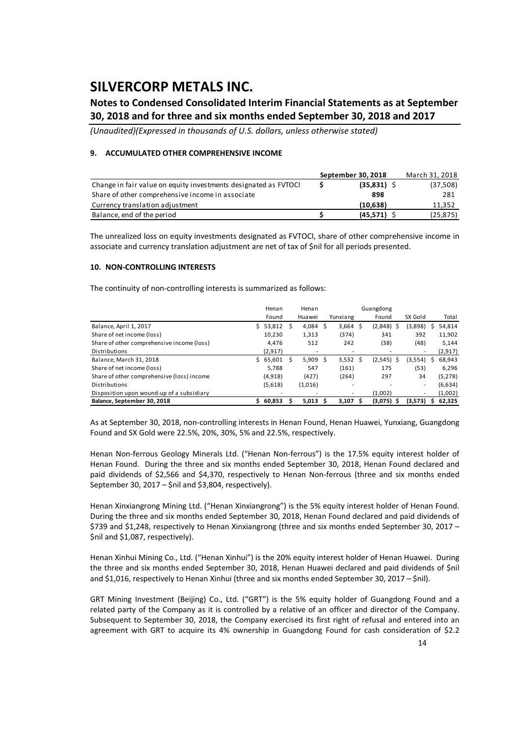# SILVERCORP METALS INC.

## Notes to Condensed Consolidated Interim Financial Statements as at September 30, 2018 and for three and six months ended September 30, 2018 and 2017

*(Unaudited)(Expressed in thousands of U.S. dollars, unless otherwise stated)*

### 9. ACCUMULATED OTHER COMPREHENSIVE INCOME

| | September 30, 2018 | March 31, 2018 |
|---|---|---|
| Change in fair value on equity investments designated as FVTOCI | $ **(35,831)** | $ (37,508) |
| Share of other comprehensive income in associate | **898** | 281 |
| Currency translation adjustment | **(10,638)** | 11,352 |
| Balance, end of the period | $ **(45,571)** | $ (25,875) |

The unrealized loss on equity investments designated as FVTOCI, share of other comprehensive income in associate and currency translation adjustment are net of tax of $nil for all periods presented.

### 10. NON-CONTROLLING INTERESTS

The continuity of non-controlling interests is summarized as follows:

| | Henan Found | Henan Huawei | Yunxiang | Guangdong Found | SX Gold | Total |
|---|---|---|---|---|---|---|
| Balance, April 1, 2017 | $ 53,812 | $ 4,084 | $ 3,664 | $ (2,848) | $ (3,898) | $ 54,814 |
| Share of net income (loss) | 10,230 | 1,313 | (374) | 341 | 392 | 11,902 |
| Share of other comprehensive income (loss) | 4,476 | 512 | 242 | (38) | (48) | 5,144 |
| Distributions | (2,917) | - | - | - | - | (2,917) |
| Balance, March 31, 2018 | $ 65,601 | $ 5,909 | $ 3,532 | $ (2,545) | $ (3,554) | $ 68,943 |
| Share of net income (loss) | 5,788 | 547 | (161) | 175 | (53) | 6,296 |
| Share of other comprehensive (loss) income | (4,918) | (427) | (264) | 297 | 34 | (5,278) |
| Distributions | (5,618) | (1,016) | - | - | - | (6,634) |
| Disposition upon wound-up of a subsidiary | - | - | - | (1,002) | - | (1,002) |
| **Balance, September 30, 2018** | **$ 60,853** | **$ 5,013** | **$ 3,107** | **$ (3,075)** | **$ (3,573)** | **$ 62,325** |

As at September 30, 2018, non-controlling interests in Henan Found, Henan Huawei, Yunxiang, Guangdong Found and SX Gold were 22.5%, 20%, 30%, 5% and 22.5%, respectively.

Henan Non-ferrous Geology Minerals Ltd. ("Henan Non-ferrous") is the 17.5% equity interest holder of Henan Found. During the three and six months ended September 30, 2018, Henan Found declared and paid dividends of $2,566 and $4,370, respectively to Henan Non-ferrous (three and six months ended September 30, 2017 – $nil and $3,804, respectively).

Henan Xinxiangrong Mining Ltd. ("Henan Xinxiangrong") is the 5% equity interest holder of Henan Found. During the three and six months ended September 30, 2018, Henan Found declared and paid dividends of $739 and $1,248, respectively to Henan Xinxiangrong (three and six months ended September 30, 2017 – $nil and $1,087, respectively).

Henan Xinhui Mining Co., Ltd. ("Henan Xinhui") is the 20% equity interest holder of Henan Huawei. During the three and six months ended September 30, 2018, Henan Huawei declared and paid dividends of $nil and $1,016, respectively to Henan Xinhui (three and six months ended September 30, 2017 – $nil).

GRT Mining Investment (Beijing) Co., Ltd. ("GRT") is the 5% equity holder of Guangdong Found and a related party of the Company as it is controlled by a relative of an officer and director of the Company. Subsequent to September 30, 2018, the Company exercised its first right of refusal and entered into an agreement with GRT to acquire its 4% ownership in Guangdong Found for cash consideration of $2.2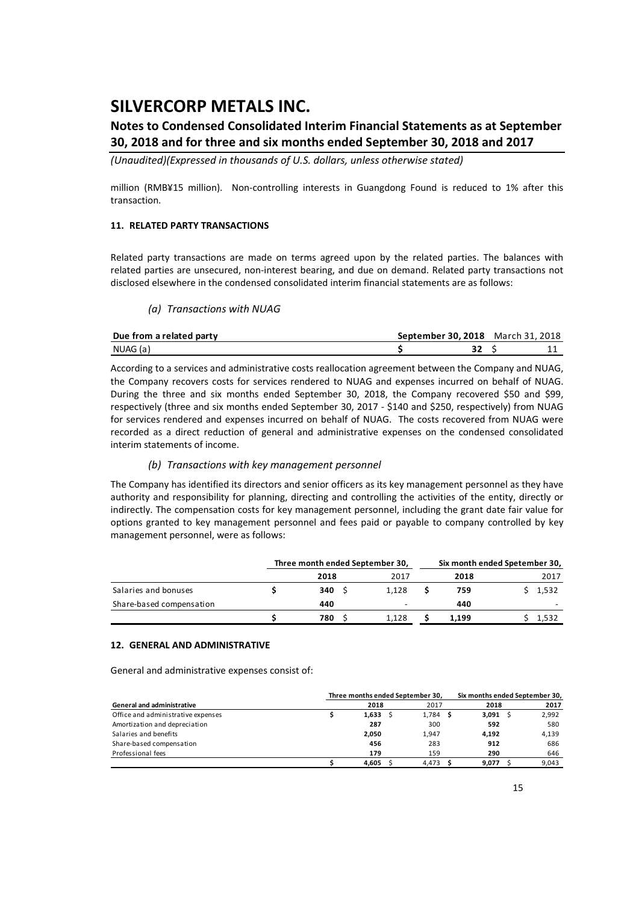million (RMB¥15 million). Non-controlling interests in Guangdong Found is reduced to 1% after this transaction.

### 11. RELATED PARTY TRANSACTIONS

Related party transactions are made on terms agreed upon by the related parties. The balances with related parties are unsecured, non-interest bearing, and due on demand. Related party transactions not disclosed elsewhere in the condensed consolidated interim financial statements are as follows:

*(a) Transactions with NUAG*

| Due from a related party | September 30, 2018 | March 31, 2018 |
|---|---|---|
| NUAG (a) | $ 32 | $ 11 |

According to a services and administrative costs reallocation agreement between the Company and NUAG, the Company recovers costs for services rendered to NUAG and expenses incurred on behalf of NUAG. During the three and six months ended September 30, 2018, the Company recovered $50 and $99, respectively (three and six months ended September 30, 2017 - $140 and $250, respectively) from NUAG for services rendered and expenses incurred on behalf of NUAG. The costs recovered from NUAG were recorded as a direct reduction of general and administrative expenses on the condensed consolidated interim statements of income.

*(b) Transactions with key management personnel*

The Company has identified its directors and senior officers as its key management personnel as they have authority and responsibility for planning, directing and controlling the activities of the entity, directly or indirectly. The compensation costs for key management personnel, including the grant date fair value for options granted to key management personnel and fees paid or payable to company controlled by key management personnel, were as follows:

| | Three month ended September 30, | | Six month ended Spetember 30, | |
|---|---|---|---|---|
| | 2018 | 2017 | 2018 | 2017 |
| Salaries and bonuses | $ 340 | $ 1,128 | $ 759 | $ 1,532 |
| Share-based compensation | 440 | - | 440 | - |
| | $ 780 | $ 1,128 | $ 1,199 | $ 1,532 |

### 12. GENERAL AND ADMINISTRATIVE

General and administrative expenses consist of:

| | Three months ended September 30, | | Six months ended September 30, | |
|---|---|---|---|---|
| General and administrative | 2018 | 2017 | 2018 | 2017 |
| Office and administrative expenses | $ 1,633 | $ 1,784 | $ 3,091 | $ 2,992 |
| Amortization and depreciation | 287 | 300 | 592 | 580 |
| Salaries and benefits | 2,050 | 1,947 | 4,192 | 4,139 |
| Share-based compensation | 456 | 283 | 912 | 686 |
| Professional fees | 179 | 159 | 290 | 646 |
| | $ 4,605 | $ 4,473 | $ 9,077 | $ 9,043 |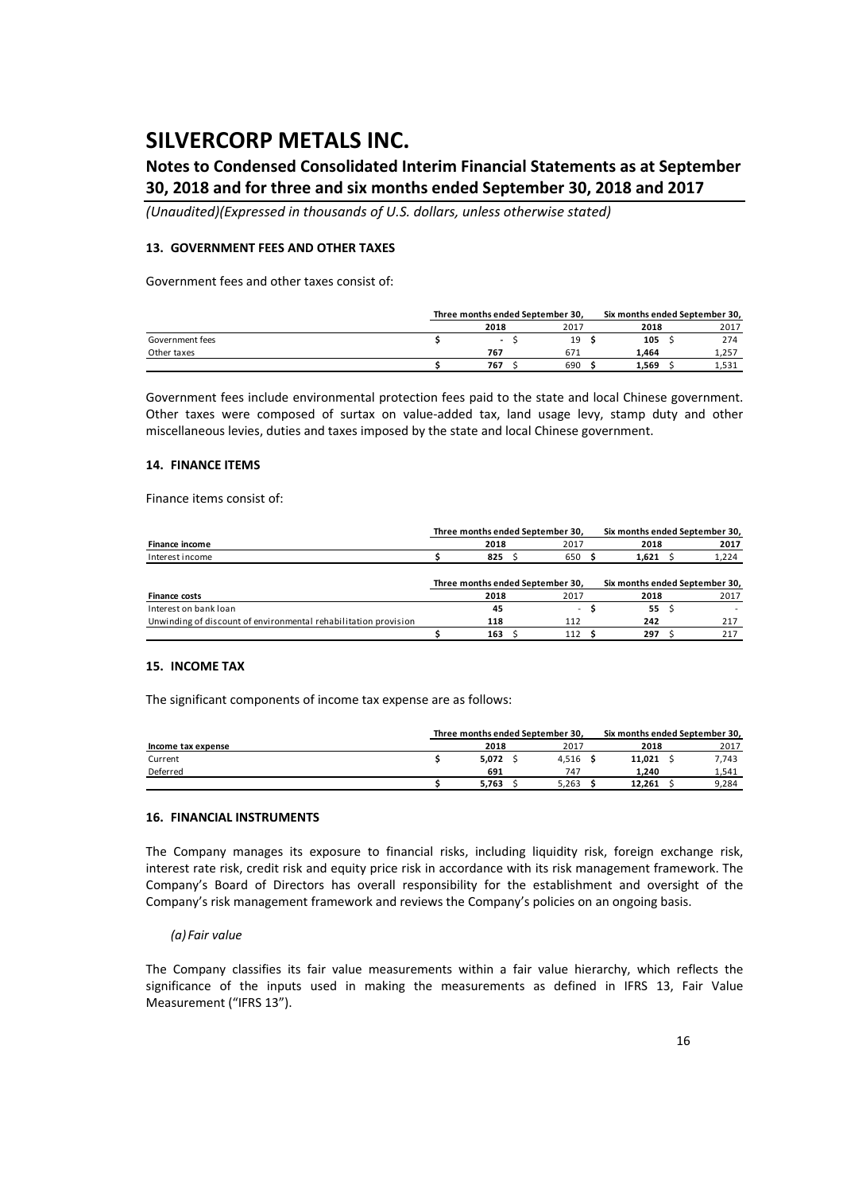# SILVERCORP METALS INC.

## Notes to Condensed Consolidated Interim Financial Statements as at September 30, 2018 and for three and six months ended September 30, 2018 and 2017

*(Unaudited)(Expressed in thousands of U.S. dollars, unless otherwise stated)*

### 13. GOVERNMENT FEES AND OTHER TAXES

Government fees and other taxes consist of:

| | Three months ended September 30, | | Six months ended September 30, | |
|---|---|---|---|---|
| | **2018** | 2017 | **2018** | 2017 |
| Government fees | **$ -** | $ 19 | **$ 105** | $ 274 |
| Other taxes | **767** | 671 | **1,464** | 1,257 |
| | **$ 767** | $ 690 | **$ 1,569** | $ 1,531 |

Government fees include environmental protection fees paid to the state and local Chinese government. Other taxes were composed of surtax on value-added tax, land usage levy, stamp duty and other miscellaneous levies, duties and taxes imposed by the state and local Chinese government.

### 14. FINANCE ITEMS

Finance items consist of:

| | Three months ended September 30, | | Six months ended September 30, | |
|---|---|---|---|---|
| **Finance income** | **2018** | 2017 | **2018** | **2017** |
| Interest income | **$ 825** | $ 650 | **$ 1,621** | $ 1,224 |

| | Three months ended September 30, | | Six months ended September 30, | |
|---|---|---|---|---|
| **Finance costs** | **2018** | 2017 | **2018** | 2017 |
| Interest on bank loan | **45** | - | **$ 55** | $ - |
| Unwinding of discount of environmental rehabilitation provision | **118** | 112 | **242** | 217 |
| | **$ 163** | $ 112 | **$ 297** | $ 217 |

### 15. INCOME TAX

The significant components of income tax expense are as follows:

| | Three months ended September 30, | | Six months ended September 30, | |
|---|---|---|---|---|
| **Income tax expense** | **2018** | 2017 | **2018** | 2017 |
| Current | **$ 5,072** | $ 4,516 | **$ 11,021** | $ 7,743 |
| Deferred | **691** | 747 | **1,240** | 1,541 |
| | **$ 5,763** | $ 5,263 | **$ 12,261** | $ 9,284 |

### 16. FINANCIAL INSTRUMENTS

The Company manages its exposure to financial risks, including liquidity risk, foreign exchange risk, interest rate risk, credit risk and equity price risk in accordance with its risk management framework. The Company's Board of Directors has overall responsibility for the establishment and oversight of the Company's risk management framework and reviews the Company's policies on an ongoing basis.

*(a) Fair value*

The Company classifies its fair value measurements within a fair value hierarchy, which reflects the significance of the inputs used in making the measurements as defined in IFRS 13, Fair Value Measurement ("IFRS 13").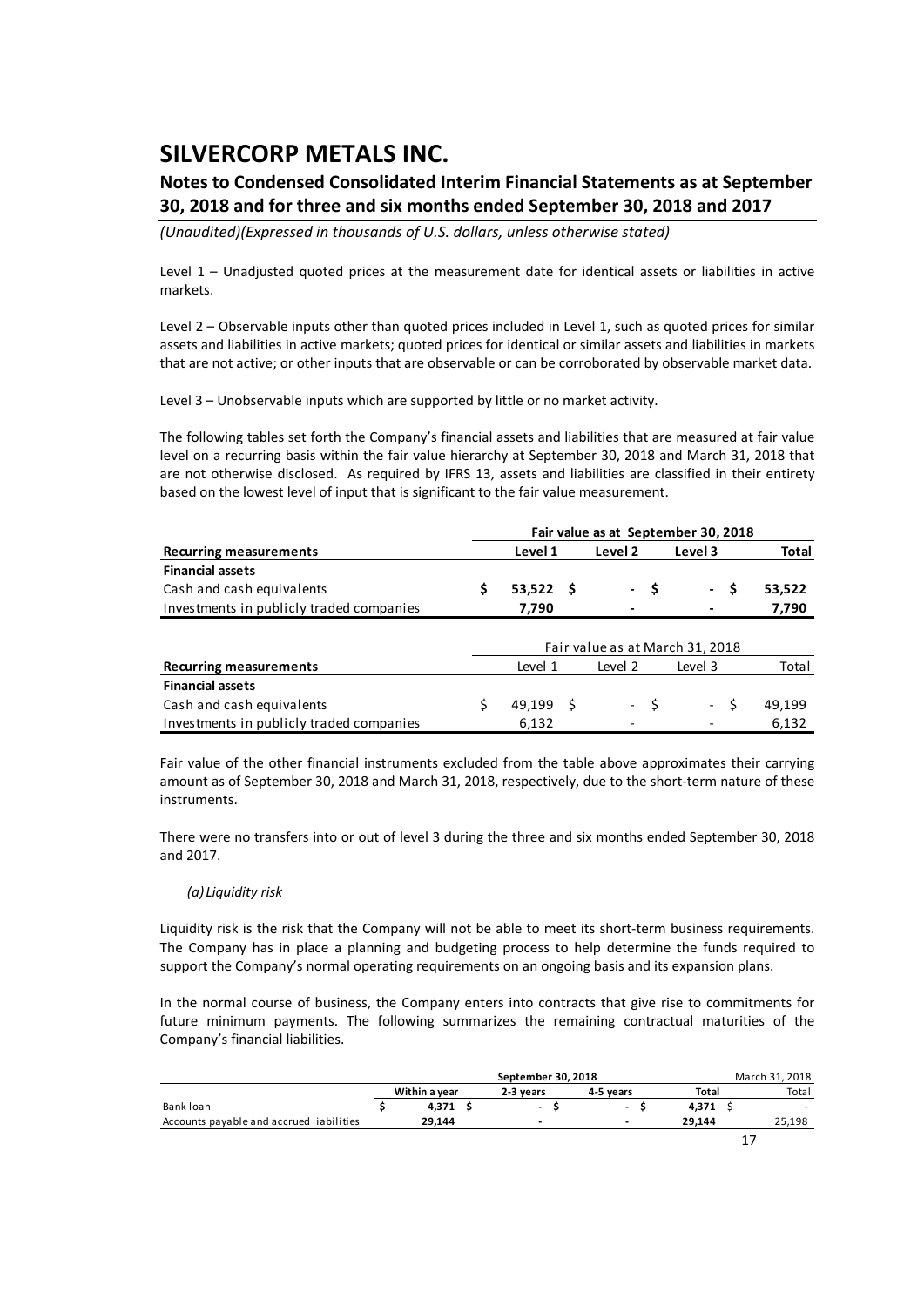Level 1 – Unadjusted quoted prices at the measurement date for identical assets or liabilities in active markets.

Level 2 – Observable inputs other than quoted prices included in Level 1, such as quoted prices for similar assets and liabilities in active markets; quoted prices for identical or similar assets and liabilities in markets that are not active; or other inputs that are observable or can be corroborated by observable market data.

Level 3 – Unobservable inputs which are supported by little or no market activity.

The following tables set forth the Company's financial assets and liabilities that are measured at fair value level on a recurring basis within the fair value hierarchy at September 30, 2018 and March 31, 2018 that are not otherwise disclosed. As required by IFRS 13, assets and liabilities are classified in their entirety based on the lowest level of input that is significant to the fair value measurement.

| | **Fair value as at September 30, 2018** | | | |
|---|---|---|---|---|
| **Recurring measurements** | **Level 1** | **Level 2** | **Level 3** | **Total** |
| **Financial assets** | | | | |
| Cash and cash equivalents | **$ 53,522** | **$ -** | **$ -** | **$ 53,522** |
| Investments in publicly traded companies | **7,790** | **-** | **-** | **7,790** |

| | Fair value as at March 31, 2018 | | | |
|---|---|---|---|---|
| **Recurring measurements** | Level 1 | Level 2 | Level 3 | Total |
| **Financial assets** | | | | |
| Cash and cash equivalents | $ 49,199 | $ - | $ - | $ 49,199 |
| Investments in publicly traded companies | 6,132 | - | - | 6,132 |

Fair value of the other financial instruments excluded from the table above approximates their carrying amount as of September 30, 2018 and March 31, 2018, respectively, due to the short-term nature of these instruments.

There were no transfers into or out of level 3 during the three and six months ended September 30, 2018 and 2017.

*(a) Liquidity risk*

Liquidity risk is the risk that the Company will not be able to meet its short-term business requirements. The Company has in place a planning and budgeting process to help determine the funds required to support the Company's normal operating requirements on an ongoing basis and its expansion plans.

In the normal course of business, the Company enters into contracts that give rise to commitments for future minimum payments. The following summarizes the remaining contractual maturities of the Company's financial liabilities.

| | **September 30, 2018** | | | | March 31, 2018 |
|---|---|---|---|---|---|
| | **Within a year** | **2-3 years** | **4-5 years** | **Total** | Total |
| Bank loan | **$ 4,371** | **$ -** | **$ -** | **$ 4,371** | $ - |
| Accounts payable and accrued liabilities | **29,144** | **-** | **-** | **29,144** | 25,198 |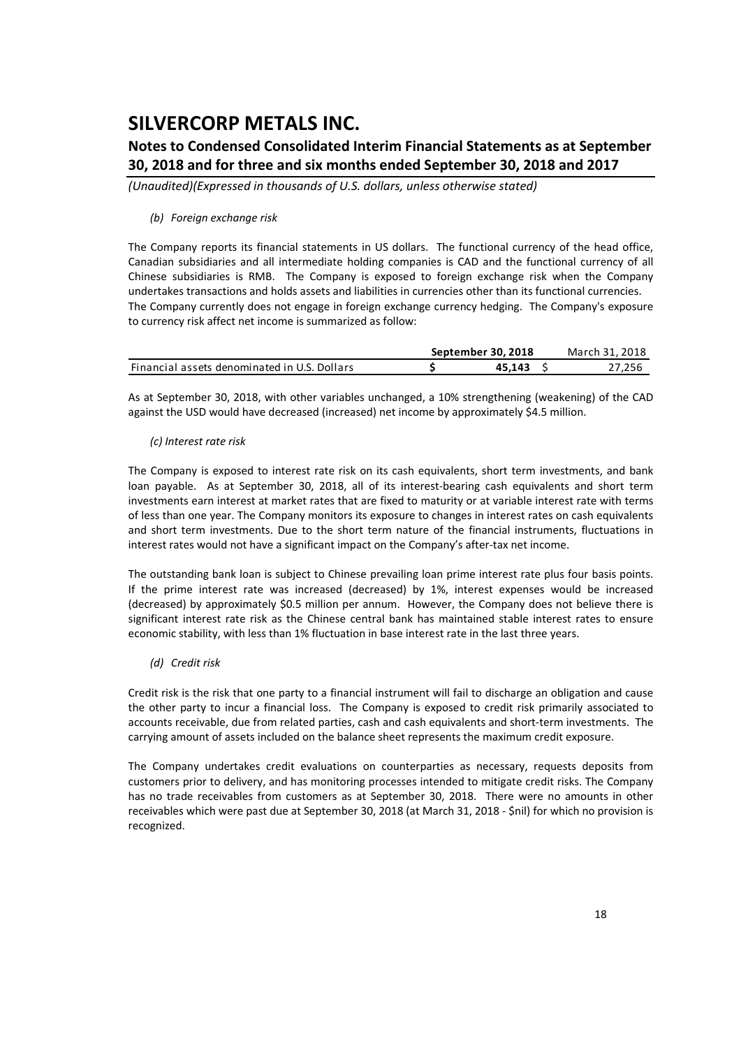# SILVERCORP METALS INC.

## Notes to Condensed Consolidated Interim Financial Statements as at September 30, 2018 and for three and six months ended September 30, 2018 and 2017

*(Unaudited)(Expressed in thousands of U.S. dollars, unless otherwise stated)*

*(b) Foreign exchange risk*

The Company reports its financial statements in US dollars. The functional currency of the head office, Canadian subsidiaries and all intermediate holding companies is CAD and the functional currency of all Chinese subsidiaries is RMB. The Company is exposed to foreign exchange risk when the Company undertakes transactions and holds assets and liabilities in currencies other than its functional currencies. The Company currently does not engage in foreign exchange currency hedging. The Company's exposure to currency risk affect net income is summarized as follow:

| | **September 30, 2018** | March 31, 2018 |
|---|---|---|
| Financial assets denominated in U.S. Dollars | **$ 45,143** | $ 27,256 |

As at September 30, 2018, with other variables unchanged, a 10% strengthening (weakening) of the CAD against the USD would have decreased (increased) net income by approximately $4.5 million.

*(c) Interest rate risk*

The Company is exposed to interest rate risk on its cash equivalents, short term investments, and bank loan payable. As at September 30, 2018, all of its interest-bearing cash equivalents and short term investments earn interest at market rates that are fixed to maturity or at variable interest rate with terms of less than one year. The Company monitors its exposure to changes in interest rates on cash equivalents and short term investments. Due to the short term nature of the financial instruments, fluctuations in interest rates would not have a significant impact on the Company's after-tax net income.

The outstanding bank loan is subject to Chinese prevailing loan prime interest rate plus four basis points. If the prime interest rate was increased (decreased) by 1%, interest expenses would be increased (decreased) by approximately $0.5 million per annum. However, the Company does not believe there is significant interest rate risk as the Chinese central bank has maintained stable interest rates to ensure economic stability, with less than 1% fluctuation in base interest rate in the last three years.

*(d) Credit risk*

Credit risk is the risk that one party to a financial instrument will fail to discharge an obligation and cause the other party to incur a financial loss. The Company is exposed to credit risk primarily associated to accounts receivable, due from related parties, cash and cash equivalents and short-term investments. The carrying amount of assets included on the balance sheet represents the maximum credit exposure.

The Company undertakes credit evaluations on counterparties as necessary, requests deposits from customers prior to delivery, and has monitoring processes intended to mitigate credit risks. The Company has no trade receivables from customers as at September 30, 2018. There were no amounts in other receivables which were past due at September 30, 2018 (at March 31, 2018 - $nil) for which no provision is recognized.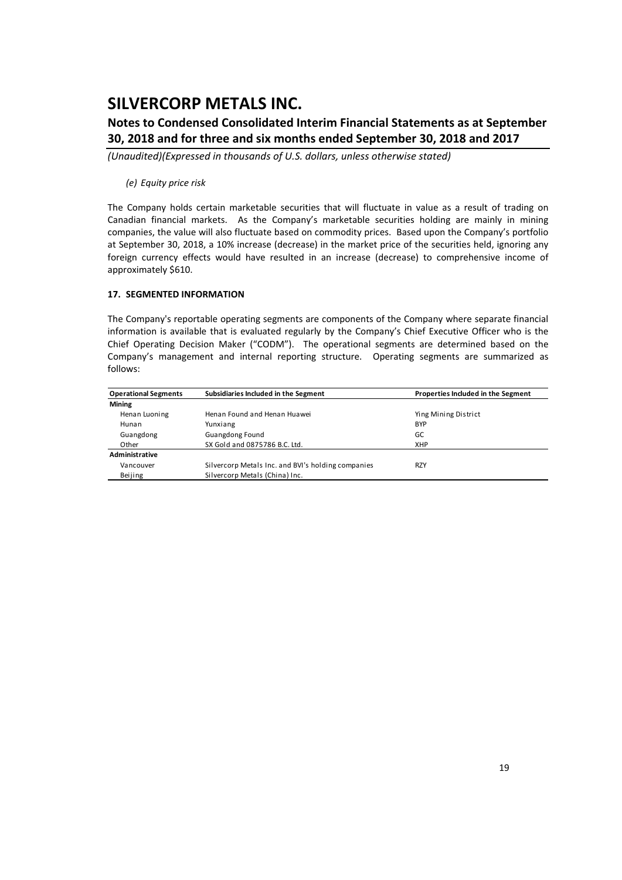# SILVERCORP METALS INC.

## Notes to Condensed Consolidated Interim Financial Statements as at September 30, 2018 and for three and six months ended September 30, 2018 and 2017

*(Unaudited)(Expressed in thousands of U.S. dollars, unless otherwise stated)*

*(e) Equity price risk*

The Company holds certain marketable securities that will fluctuate in value as a result of trading on Canadian financial markets. As the Company's marketable securities holding are mainly in mining companies, the value will also fluctuate based on commodity prices. Based upon the Company's portfolio at September 30, 2018, a 10% increase (decrease) in the market price of the securities held, ignoring any foreign currency effects would have resulted in an increase (decrease) to comprehensive income of approximately $610.

**17. SEGMENTED INFORMATION**

The Company's reportable operating segments are components of the Company where separate financial information is available that is evaluated regularly by the Company's Chief Executive Officer who is the Chief Operating Decision Maker ("CODM"). The operational segments are determined based on the Company's management and internal reporting structure. Operating segments are summarized as follows:

| Operational Segments | Subsidiaries Included in the Segment | Properties Included in the Segment |
|---|---|---|
| **Mining** | | |
| Henan Luoning | Henan Found and Henan Huawei | Ying Mining District |
| Hunan | Yunxiang | BYP |
| Guangdong | Guangdong Found | GC |
| Other | SX Gold and 0875786 B.C. Ltd. | XHP |
| **Administrative** | | |
| Vancouver | Silvercorp Metals Inc. and BVI's holding companies | RZY |
| Beijing | Silvercorp Metals (China) Inc. | |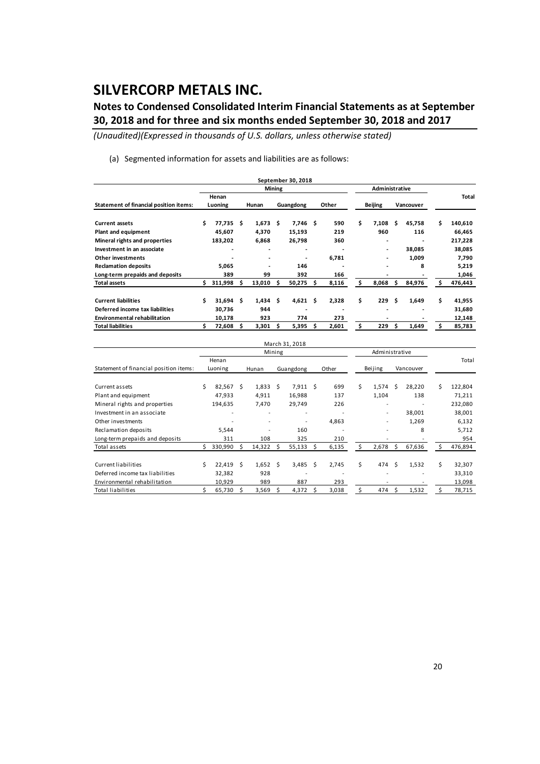# SILVERCORP METALS INC.

## Notes to Condensed Consolidated Interim Financial Statements as at September 30, 2018 and for three and six months ended September 30, 2018 and 2017

*(Unaudited)(Expressed in thousands of U.S. dollars, unless otherwise stated)*

(a) Segmented information for assets and liabilities are as follows:

| **September 30, 2018** | | | | | | | |
|---|---|---|---|---|---|---|---|
| | **Mining** | | | | **Administrative** | | |
| **Statement of financial position items:** | **Henan Luoning** | **Hunan** | **Guangdong** | **Other** | **Beijing** | **Vancouver** | **Total** |
| **Current assets** | **$ 77,735** | **$ 1,673** | **$ 7,746** | **$ 590** | **$ 7,108** | **$ 45,758** | **$ 140,610** |
| **Plant and equipment** | **45,607** | **4,370** | **15,193** | **219** | **960** | **116** | **66,465** |
| **Mineral rights and properties** | **183,202** | **6,868** | **26,798** | **360** | **-** | **-** | **217,228** |
| **Investment in an associate** | **-** | **-** | **-** | **-** | **-** | **38,085** | **38,085** |
| **Other investments** | **-** | **-** | **-** | **6,781** | **-** | **1,009** | **7,790** |
| **Reclamation deposits** | **5,065** | **-** | **146** | **-** | **-** | **8** | **5,219** |
| **Long-term prepaids and deposits** | **389** | **99** | **392** | **166** | **-** | **-** | **1,046** |
| **Total assets** | **$ 311,998** | **$ 13,010** | **$ 50,275** | **$ 8,116** | **$ 8,068** | **$ 84,976** | **$ 476,443** |
| **Current liabilities** | **$ 31,694** | **$ 1,434** | **$ 4,621** | **$ 2,328** | **$ 229** | **$ 1,649** | **$ 41,955** |
| **Deferred income tax liabilities** | **30,736** | **944** | **-** | **-** | **-** | **-** | **31,680** |
| **Environmental rehabilitation** | **10,178** | **923** | **774** | **273** | **-** | **-** | **12,148** |
| **Total liabilities** | **$ 72,608** | **$ 3,301** | **$ 5,395** | **$ 2,601** | **$ 229** | **$ 1,649** | **$ 85,783** |

| March 31, 2018 | | | | | | | |
|---|---|---|---|---|---|---|---|
| | Mining | | | | Administrative | | |
| Statement of financial position items: | Henan Luoning | Hunan | Guangdong | Other | Beijing | Vancouver | Total |
| Current assets | $ 82,567 | $ 1,833 | $ 7,911 | $ 699 | $ 1,574 | $ 28,220 | $ 122,804 |
| Plant and equipment | 47,933 | 4,911 | 16,988 | 137 | 1,104 | 138 | 71,211 |
| Mineral rights and properties | 194,635 | 7,470 | 29,749 | 226 | - | - | 232,080 |
| Investment in an associate | - | - | - | - | - | 38,001 | 38,001 |
| Other investments | - | - | - | 4,863 | - | 1,269 | 6,132 |
| Reclamation deposits | 5,544 | - | 160 | - | - | 8 | 5,712 |
| Long-term prepaids and deposits | 311 | 108 | 325 | 210 | - | - | 954 |
| Total assets | $ 330,990 | $ 14,322 | $ 55,133 | $ 6,135 | $ 2,678 | $ 67,636 | $ 476,894 |
| Current liabilities | $ 22,419 | $ 1,652 | $ 3,485 | $ 2,745 | $ 474 | $ 1,532 | $ 32,307 |
| Deferred income tax liabilities | 32,382 | 928 | - | - | - | - | 33,310 |
| Environmental rehabilitation | 10,929 | 989 | 887 | 293 | - | - | 13,098 |
| Total liabilities | $ 65,730 | $ 3,569 | $ 4,372 | $ 3,038 | $ 474 | $ 1,532 | $ 78,715 |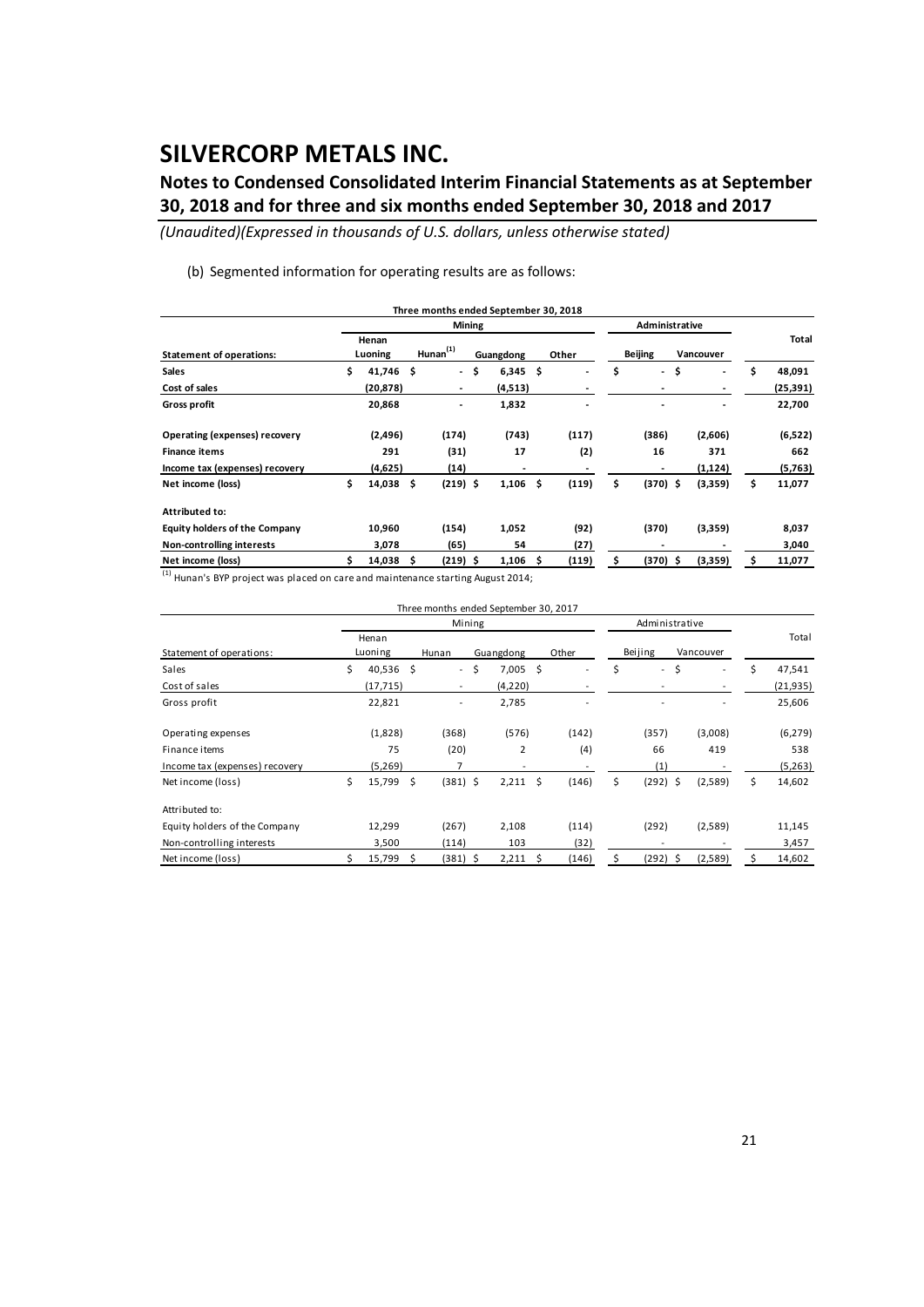# SILVERCORP METALS INC.

## Notes to Condensed Consolidated Interim Financial Statements as at September 30, 2018 and for three and six months ended September 30, 2018 and 2017

*(Unaudited)(Expressed in thousands of U.S. dollars, unless otherwise stated)*

(b) Segmented information for operating results are as follows:

| Three months ended September 30, 2018 | | | | | | | |
|---|---|---|---|---|---|---|---|
| | **Mining** | | | | **Administrative** | | |
| **Statement of operations:** | **Henan Luoning** | **Hunan[(1)]** | **Guangdong** | **Other** | **Beijing** | **Vancouver** | **Total** |
| **Sales** | **$ 41,746** | **$ -** | **$ 6,345** | **$ -** | **$ -** | **$ -** | **$ 48,091** |
| **Cost of sales** | **(20,878)** | **-** | **(4,513)** | **-** | **-** | **-** | **(25,391)** |
| **Gross profit** | **20,868** | **-** | **1,832** | **-** | **-** | **-** | **22,700** |
| **Operating (expenses) recovery** | **(2,496)** | **(174)** | **(743)** | **(117)** | **(386)** | **(2,606)** | **(6,522)** |
| **Finance items** | **291** | **(31)** | **17** | **(2)** | **16** | **371** | **662** |
| **Income tax (expenses) recovery** | **(4,625)** | **(14)** | **-** | **-** | **-** | **(1,124)** | **(5,763)** |
| **Net income (loss)** | **$ 14,038** | **$ (219)** | **$ 1,106** | **$ (119)** | **$ (370)** | **$ (3,359)** | **$ 11,077** |
| **Attributed to:** | | | | | | | |
| **Equity holders of the Company** | **10,960** | **(154)** | **1,052** | **(92)** | **(370)** | **(3,359)** | **8,037** |
| **Non-controlling interests** | **3,078** | **(65)** | **54** | **(27)** | **-** | **-** | **3,040** |
| **Net income (loss)** | **$ 14,038** | **$ (219)** | **$ 1,106** | **$ (119)** | **$ (370)** | **$ (3,359)** | **$ 11,077** |

[(1)] Hunan's BYP project was placed on care and maintenance starting August 2014;

| Three months ended September 30, 2017 | | | | | | | |
|---|---|---|---|---|---|---|---|
| | Mining | | | | Administrative | | |
| Statement of operations: | Henan Luoning | Hunan | Guangdong | Other | Beijing | Vancouver | Total |
| Sales | $ 40,536 | $ - | $ 7,005 | $ - | $ - | $ - | $ 47,541 |
| Cost of sales | (17,715) | - | (4,220) | - | - | - | (21,935) |
| Gross profit | 22,821 | - | 2,785 | - | - | - | 25,606 |
| Operating expenses | (1,828) | (368) | (576) | (142) | (357) | (3,008) | (6,279) |
| Finance items | 75 | (20) | 2 | (4) | 66 | 419 | 538 |
| Income tax (expenses) recovery | (5,269) | 7 | - | - | (1) | - | (5,263) |
| Net income (loss) | $ 15,799 | $ (381) | $ 2,211 | $ (146) | $ (292) | $ (2,589) | $ 14,602 |
| Attributed to: | | | | | | | |
| Equity holders of the Company | 12,299 | (267) | 2,108 | (114) | (292) | (2,589) | 11,145 |
| Non-controlling interests | 3,500 | (114) | 103 | (32) | - | - | 3,457 |
| Net income (loss) | $ 15,799 | $ (381) | $ 2,211 | $ (146) | $ (292) | $ (2,589) | $ 14,602 |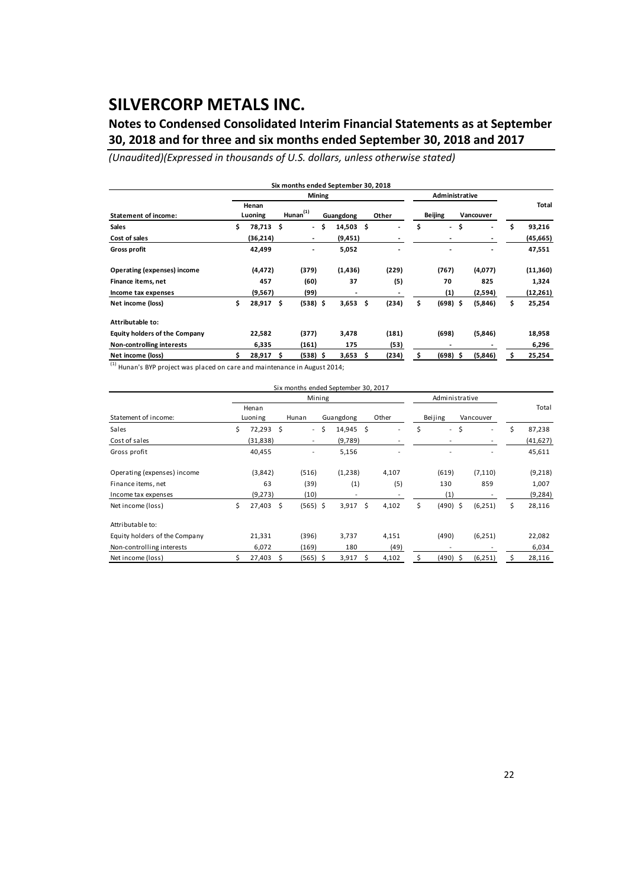# SILVERCORP METALS INC.

## Notes to Condensed Consolidated Interim Financial Statements as at September 30, 2018 and for three and six months ended September 30, 2018 and 2017

*(Unaudited)(Expressed in thousands of U.S. dollars, unless otherwise stated)*

| Six months ended September 30, 2018 | | | | | | | |
|---|---|---|---|---|---|---|---|
| | Mining | | | | Administrative | | |
| **Statement of income:** | **Henan Luoning** | **Hunan[(1)]** | **Guangdong** | **Other** | **Beijing** | **Vancouver** | **Total** |
| **Sales** | $ 78,713 | $ - | $ 14,503 | $ - | $ - | $ - | $ 93,216 |
| **Cost of sales** | (36,214) | - | (9,451) | - | - | - | (45,665) |
| **Gross profit** | 42,499 | - | 5,052 | - | - | - | 47,551 |
| **Operating (expenses) income** | (4,472) | (379) | (1,436) | (229) | (767) | (4,077) | (11,360) |
| **Finance items, net** | 457 | (60) | 37 | (5) | 70 | 825 | 1,324 |
| **Income tax expenses** | (9,567) | (99) | - | - | (1) | (2,594) | (12,261) |
| **Net income (loss)** | $ 28,917 | $ (538) | $ 3,653 | $ (234) | $ (698) | $ (5,846) | $ 25,254 |
| **Attributable to:** | | | | | | | |
| **Equity holders of the Company** | 22,582 | (377) | 3,478 | (181) | (698) | (5,846) | 18,958 |
| **Non-controlling interests** | 6,335 | (161) | 175 | (53) | - | - | 6,296 |
| **Net income (loss)** | $ 28,917 | $ (538) | $ 3,653 | $ (234) | $ (698) | $ (5,846) | $ 25,254 |

[(1)] Hunan's BYP project was placed on care and maintenance in August 2014;

| Six months ended September 30, 2017 | | | | | | | |
|---|---|---|---|---|---|---|---|
| | Mining | | | | Administrative | | |
| Statement of income: | Henan Luoning | Hunan | Guangdong | Other | Beijing | Vancouver | Total |
| Sales | $ 72,293 | $ - | $ 14,945 | $ - | $ - | $ - | $ 87,238 |
| Cost of sales | (31,838) | - | (9,789) | - | - | - | (41,627) |
| Gross profit | 40,455 | - | 5,156 | - | - | - | 45,611 |
| Operating (expenses) income | (3,842) | (516) | (1,238) | 4,107 | (619) | (7,110) | (9,218) |
| Finance items, net | 63 | (39) | (1) | (5) | 130 | 859 | 1,007 |
| Income tax expenses | (9,273) | (10) | - | - | (1) | - | (9,284) |
| Net income (loss) | $ 27,403 | $ (565) | $ 3,917 | $ 4,102 | $ (490) | $ (6,251) | $ 28,116 |
| Attributable to: | | | | | | | |
| Equity holders of the Company | 21,331 | (396) | 3,737 | 4,151 | (490) | (6,251) | 22,082 |
| Non-controlling interests | 6,072 | (169) | 180 | (49) | - | - | 6,034 |
| Net income (loss) | $ 27,403 | $ (565) | $ 3,917 | $ 4,102 | $ (490) | $ (6,251) | $ 28,116 |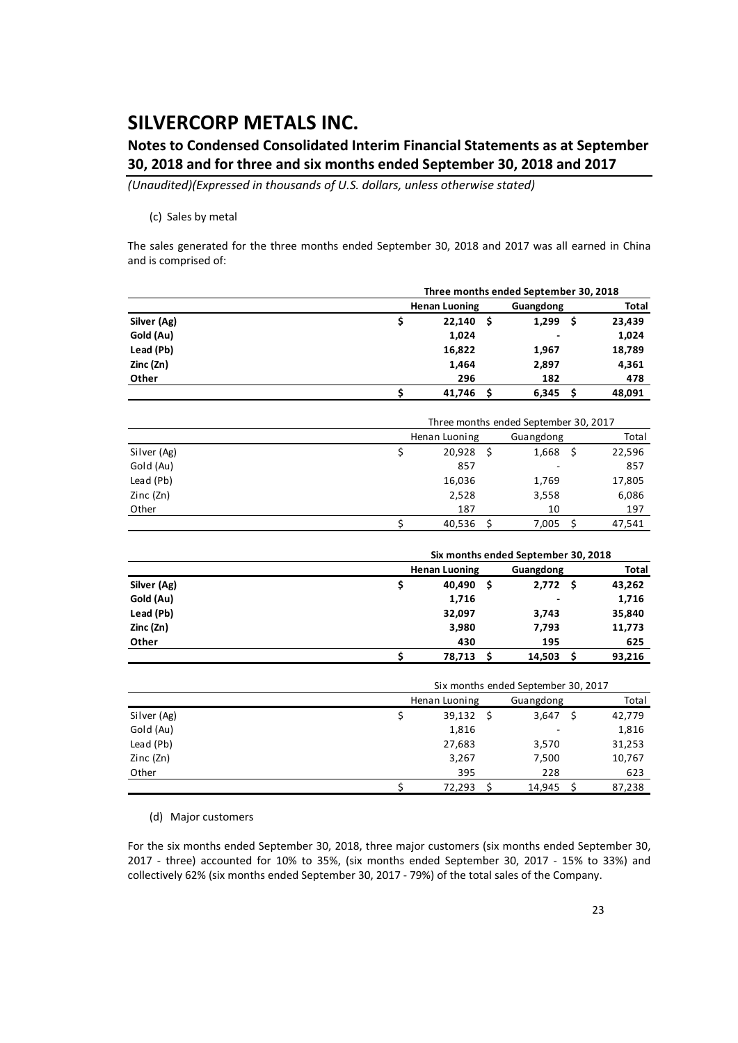(c) Sales by metal

The sales generated for the three months ended September 30, 2018 and 2017 was all earned in China and is comprised of:

| | Three months ended September 30, 2018 | | |
|---|---|---|---|
| | **Henan Luoning** | **Guangdong** | **Total** |
| **Silver (Ag)** | **$ 22,140** | **$ 1,299** | **$ 23,439** |
| **Gold (Au)** | **1,024** | **-** | **1,024** |
| **Lead (Pb)** | **16,822** | **1,967** | **18,789** |
| **Zinc (Zn)** | **1,464** | **2,897** | **4,361** |
| **Other** | **296** | **182** | **478** |
| | **$ 41,746** | **$ 6,345** | **$ 48,091** |

| | Three months ended September 30, 2017 | | |
|---|---|---|---|
| | Henan Luoning | Guangdong | Total |
| Silver (Ag) | $ 20,928 | $ 1,668 | $ 22,596 |
| Gold (Au) | 857 | - | 857 |
| Lead (Pb) | 16,036 | 1,769 | 17,805 |
| Zinc (Zn) | 2,528 | 3,558 | 6,086 |
| Other | 187 | 10 | 197 |
| | $ 40,536 | $ 7,005 | $ 47,541 |

| | Six months ended September 30, 2018 | | |
|---|---|---|---|
| | **Henan Luoning** | **Guangdong** | **Total** |
| **Silver (Ag)** | **$ 40,490** | **$ 2,772** | **$ 43,262** |
| **Gold (Au)** | **1,716** | **-** | **1,716** |
| **Lead (Pb)** | **32,097** | **3,743** | **35,840** |
| **Zinc (Zn)** | **3,980** | **7,793** | **11,773** |
| **Other** | **430** | **195** | **625** |
| | **$ 78,713** | **$ 14,503** | **$ 93,216** |

| | Six months ended September 30, 2017 | | |
|---|---|---|---|
| | Henan Luoning | Guangdong | Total |
| Silver (Ag) | $ 39,132 | $ 3,647 | $ 42,779 |
| Gold (Au) | 1,816 | - | 1,816 |
| Lead (Pb) | 27,683 | 3,570 | 31,253 |
| Zinc (Zn) | 3,267 | 7,500 | 10,767 |
| Other | 395 | 228 | 623 |
| | $ 72,293 | $ 14,945 | $ 87,238 |

(d) Major customers

For the six months ended September 30, 2018, three major customers (six months ended September 30, 2017 - three) accounted for 10% to 35%, (six months ended September 30, 2017 - 15% to 33%) and collectively 62% (six months ended September 30, 2017 - 79%) of the total sales of the Company.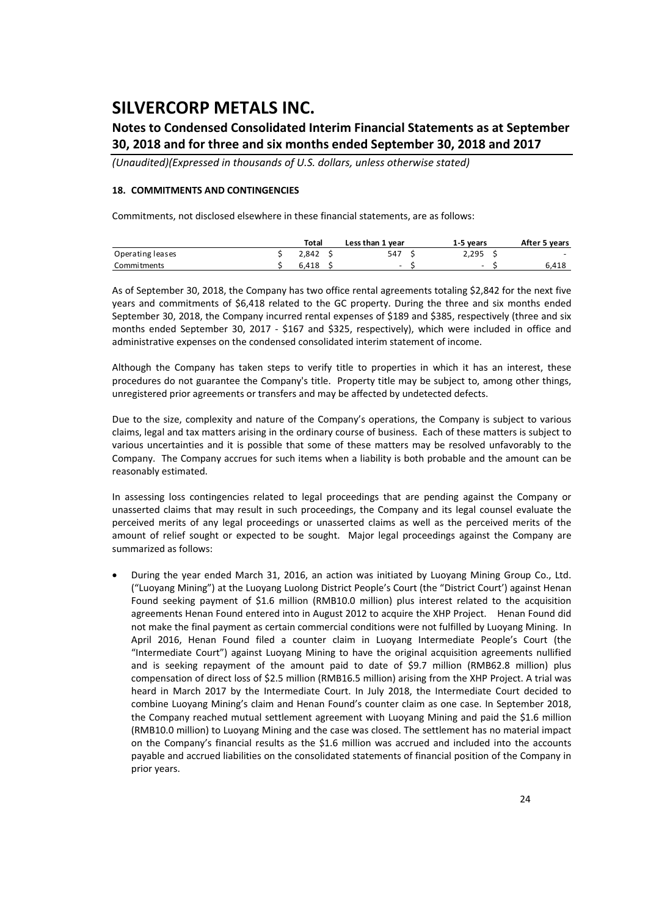# SILVERCORP METALS INC.

## Notes to Condensed Consolidated Interim Financial Statements as at September 30, 2018 and for three and six months ended September 30, 2018 and 2017

*(Unaudited)(Expressed in thousands of U.S. dollars, unless otherwise stated)*

### 18. COMMITMENTS AND CONTINGENCIES

Commitments, not disclosed elsewhere in these financial statements, are as follows:

| | Total | Less than 1 year | 1-5 years | After 5 years |
|---|---|---|---|---|
| Operating leases | $ 2,842 | $ 547 | $ 2,295 | $ - |
| Commitments | $ 6,418 | $ - | $ - | $ 6,418 |

As of September 30, 2018, the Company has two office rental agreements totaling $2,842 for the next five years and commitments of $6,418 related to the GC property. During the three and six months ended September 30, 2018, the Company incurred rental expenses of $189 and $385, respectively (three and six months ended September 30, 2017 - $167 and $325, respectively), which were included in office and administrative expenses on the condensed consolidated interim statement of income.

Although the Company has taken steps to verify title to properties in which it has an interest, these procedures do not guarantee the Company's title. Property title may be subject to, among other things, unregistered prior agreements or transfers and may be affected by undetected defects.

Due to the size, complexity and nature of the Company's operations, the Company is subject to various claims, legal and tax matters arising in the ordinary course of business. Each of these matters is subject to various uncertainties and it is possible that some of these matters may be resolved unfavorably to the Company. The Company accrues for such items when a liability is both probable and the amount can be reasonably estimated.

In assessing loss contingencies related to legal proceedings that are pending against the Company or unasserted claims that may result in such proceedings, the Company and its legal counsel evaluate the perceived merits of any legal proceedings or unasserted claims as well as the perceived merits of the amount of relief sought or expected to be sought. Major legal proceedings against the Company are summarized as follows:

- During the year ended March 31, 2016, an action was initiated by Luoyang Mining Group Co., Ltd. ("Luoyang Mining") at the Luoyang Luolong District People's Court (the "District Court') against Henan Found seeking payment of $1.6 million (RMB10.0 million) plus interest related to the acquisition agreements Henan Found entered into in August 2012 to acquire the XHP Project. Henan Found did not make the final payment as certain commercial conditions were not fulfilled by Luoyang Mining. In April 2016, Henan Found filed a counter claim in Luoyang Intermediate People's Court (the "Intermediate Court") against Luoyang Mining to have the original acquisition agreements nullified and is seeking repayment of the amount paid to date of $9.7 million (RMB62.8 million) plus compensation of direct loss of $2.5 million (RMB16.5 million) arising from the XHP Project. A trial was heard in March 2017 by the Intermediate Court. In July 2018, the Intermediate Court decided to combine Luoyang Mining's claim and Henan Found's counter claim as one case. In September 2018, the Company reached mutual settlement agreement with Luoyang Mining and paid the $1.6 million (RMB10.0 million) to Luoyang Mining and the case was closed. The settlement has no material impact on the Company's financial results as the $1.6 million was accrued and included into the accounts payable and accrued liabilities on the consolidated statements of financial position of the Company in prior years.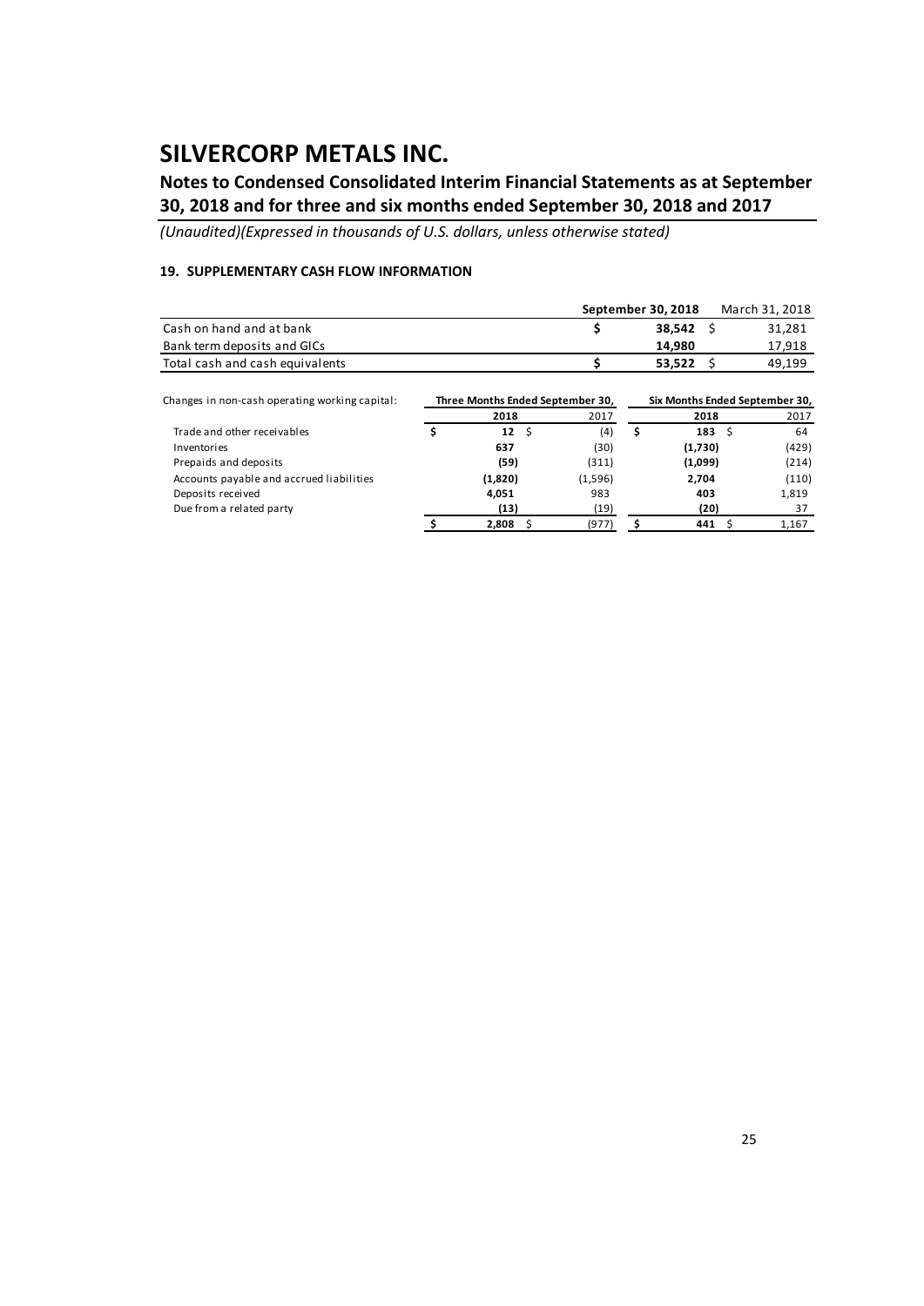# SILVERCORP METALS INC.

## Notes to Condensed Consolidated Interim Financial Statements as at September 30, 2018 and for three and six months ended September 30, 2018 and 2017

*(Unaudited)(Expressed in thousands of U.S. dollars, unless otherwise stated)*

### 19. SUPPLEMENTARY CASH FLOW INFORMATION

| | September 30, 2018 | March 31, 2018 |
|---|---|---|
| Cash on hand and at bank | $ **38,542** | $ 31,281 |
| Bank term deposits and GICs | **14,980** | 17,918 |
| Total cash and cash equivalents | $ **53,522** | $ 49,199 |

| Changes in non-cash operating working capital: | Three Months Ended September 30, | | Six Months Ended September 30, | |
|---|---|---|---|---|
| | **2018** | 2017 | **2018** | 2017 |
| Trade and other receivables | $ **12** | $ (4) | $ **183** | $ 64 |
| Inventories | **637** | (30) | **(1,730)** | (429) |
| Prepaids and deposits | **(59)** | (311) | **(1,099)** | (214) |
| Accounts payable and accrued liabilities | **(1,820)** | (1,596) | **2,704** | (110) |
| Deposits received | **4,051** | 983 | **403** | 1,819 |
| Due from a related party | **(13)** | (19) | **(20)** | 37 |
| | $ **2,808** | $ (977) | $ **441** | $ 1,167 |